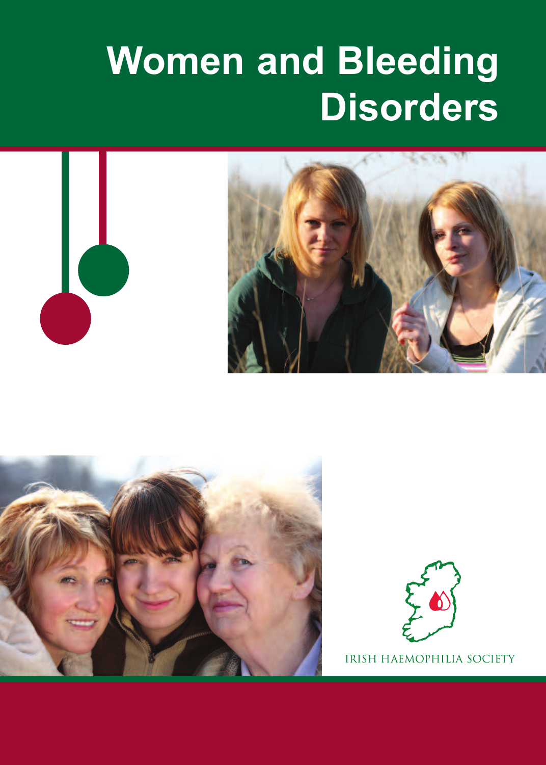# Women and Bleeding Disorders

IRISH HAEMOPHILIA SOCIETY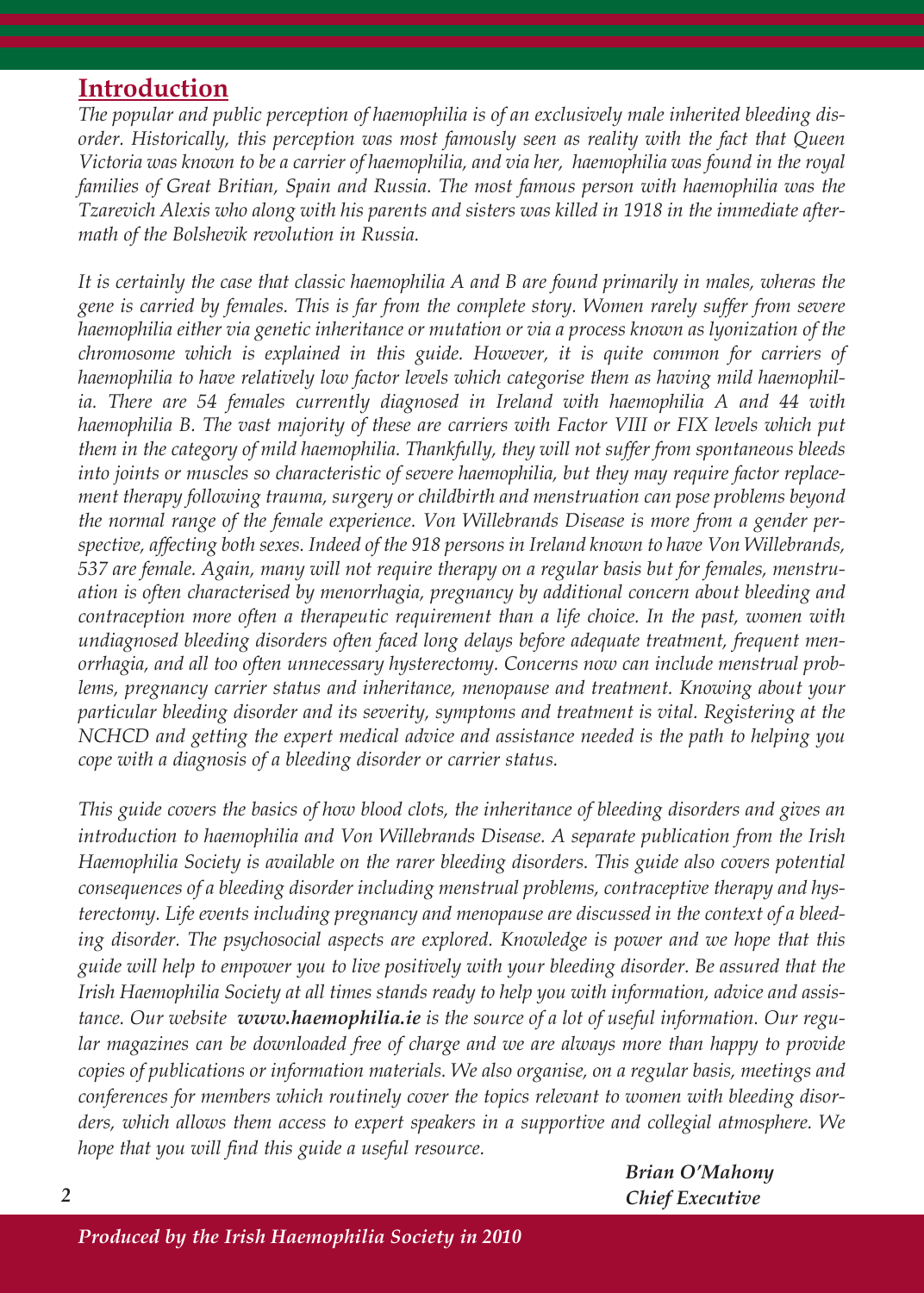## Introduction

*The popular and public perception of haemophilia is of an exclusively male inherited bleeding disorder. Historically, this perception was most famously seen as reality with the fact that Queen Victoria was known to be a carrier of haemophilia, and via her, haemophilia was found in the royal families of Great Britian, Spain and Russia. The most famous person with haemophilia was the Tzarevich Alexis who along with his parents and sisters was killed in 1918 in the immediate aftermath of the Bolshevik revolution in Russia.*

*It is certainly the case that classic haemophilia A and B are found primarily in males, wheras the gene is carried by females. This is far from the complete story. Women rarely suffer from severe haemophilia either via genetic inheritance or mutation or via a process known as lyonization of the chromosome which is explained in this guide. However, it is quite common for carriers of haemophilia to have relatively low factor levels which categorise them as having mild haemophilia. There are 54 females currently diagnosed in Ireland with haemophilia A and 44 with haemophilia B. The vast majority of these are carriers with Factor VIII or FIX levels which put them in the category of mild haemophilia. Thankfully, they will not suffer from spontaneous bleeds into joints or muscles so characteristic of severe haemophilia, but they may require factor replacement therapy following trauma, surgery or childbirth and menstruation can pose problems beyond the normal range of the female experience. Von Willebrands Disease is more from a gender perspective, affecting both sexes. Indeed of the 918 persons in Ireland known to have Von Willebrands, 537 are female. Again, many will not require therapy on a regular basis but for females, menstruation is often characterised by menorrhagia, pregnancy by additional concern about bleeding and contraception more often a therapeutic requirement than a life choice. In the past, women with undiagnosed bleeding disorders often faced long delays before adequate treatment, frequent menorrhagia, and all too often unnecessary hysterectomy. Concerns now can include menstrual problems, pregnancy carrier status and inheritance, menopause and treatment. Knowing about your particular bleeding disorder and its severity, symptoms and treatment is vital. Registering at the NCHCD and getting the expert medical advice and assistance needed is the path to helping you cope with a diagnosis of a bleeding disorder or carrier status.*

*This guide covers the basics of how blood clots, the inheritance of bleeding disorders and gives an introduction to haemophilia and Von Willebrands Disease. A separate publication from the Irish Haemophilia Society is available on the rarer bleeding disorders. This guide also covers potential consequences of a bleeding disorder including menstrual problems, contraceptive therapy and hysterectomy. Life events including pregnancy and menopause are discussed in the context of a bleeding disorder. The psychosocial aspects are explored. Knowledge is power and we hope that this guide will help to empower you to live positively with your bleeding disorder. Be assured that the Irish Haemophilia Society at all times stands ready to help you with information, advice and assistance. Our website* ***www.haemophilia.ie*** *is the source of a lot of useful information. Our regular magazines can be downloaded free of charge and we are always more than happy to provide copies of publications or information materials. We also organise, on a regular basis, meetings and conferences for members which routinely cover the topics relevant to women with bleeding disorders, which allows them access to expert speakers in a supportive and collegial atmosphere. We hope that you will find this guide a useful resource.*

***Brian O'Mahony***
***Chief Executive***

***Produced by the Irish Haemophilia Society in 2010***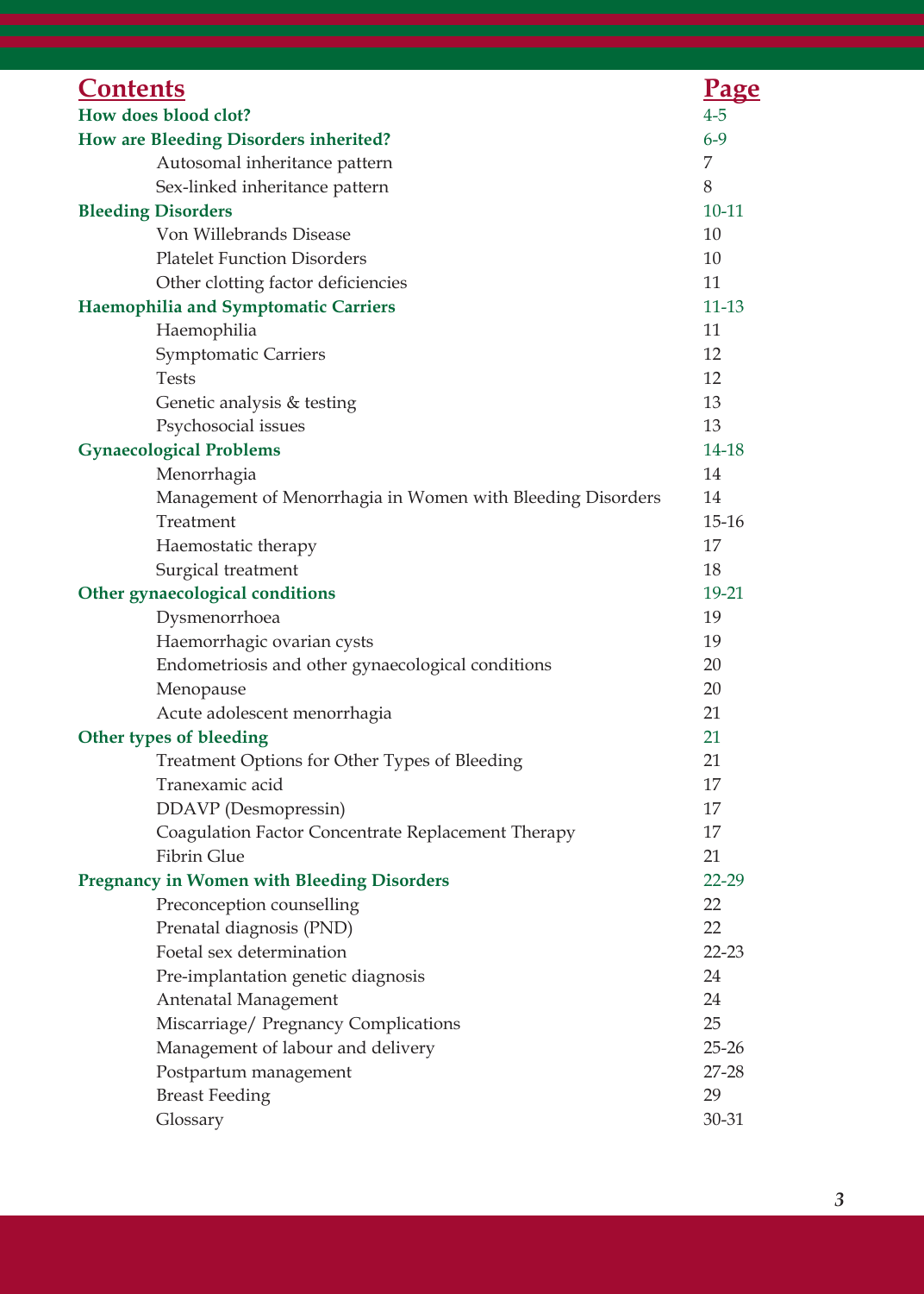# Contents

| Contents | Page |
|---|---|
| **How does blood clot?** | 4-5 |
| **How are Bleeding Disorders inherited?** | 6-9 |
| Autosomal inheritance pattern | 7 |
| Sex-linked inheritance pattern | 8 |
| **Bleeding Disorders** | 10-11 |
| Von Willebrands Disease | 10 |
| Platelet Function Disorders | 10 |
| Other clotting factor deficiencies | 11 |
| **Haemophilia and Symptomatic Carriers** | 11-13 |
| Haemophilia | 11 |
| Symptomatic Carriers | 12 |
| Tests | 12 |
| Genetic analysis & testing | 13 |
| Psychosocial issues | 13 |
| **Gynaecological Problems** | 14-18 |
| Menorrhagia | 14 |
| Management of Menorrhagia in Women with Bleeding Disorders | 14 |
| Treatment | 15-16 |
| Haemostatic therapy | 17 |
| Surgical treatment | 18 |
| **Other gynaecological conditions** | 19-21 |
| Dysmenorrhoea | 19 |
| Haemorrhagic ovarian cysts | 19 |
| Endometriosis and other gynaecological conditions | 20 |
| Menopause | 20 |
| Acute adolescent menorrhagia | 21 |
| **Other types of bleeding** | 21 |
| Treatment Options for Other Types of Bleeding | 21 |
| Tranexamic acid | 17 |
| DDAVP (Desmopressin) | 17 |
| Coagulation Factor Concentrate Replacement Therapy | 17 |
| Fibrin Glue | 21 |
| **Pregnancy in Women with Bleeding Disorders** | 22-29 |
| Preconception counselling | 22 |
| Prenatal diagnosis (PND) | 22 |
| Foetal sex determination | 22-23 |
| Pre-implantation genetic diagnosis | 24 |
| Antenatal Management | 24 |
| Miscarriage/ Pregnancy Complications | 25 |
| Management of labour and delivery | 25-26 |
| Postpartum management | 27-28 |
| Breast Feeding | 29 |
| Glossary | 30-31 |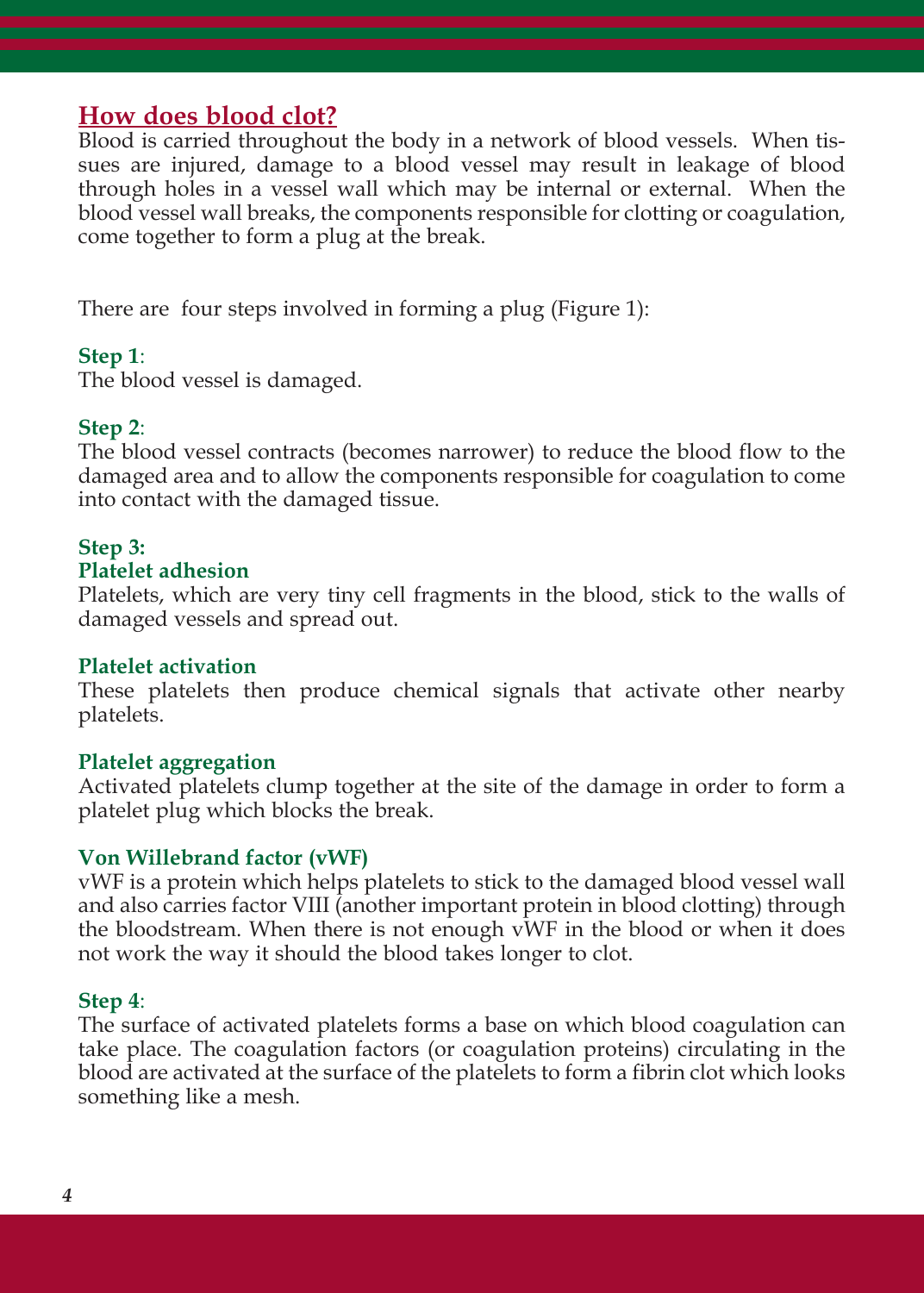## How does blood clot?

Blood is carried throughout the body in a network of blood vessels. When tissues are injured, damage to a blood vessel may result in leakage of blood through holes in a vessel wall which may be internal or external. When the blood vessel wall breaks, the components responsible for clotting or coagulation, come together to form a plug at the break.

There are four steps involved in forming a plug (Figure 1):

**Step 1**:
The blood vessel is damaged.

**Step 2**:
The blood vessel contracts (becomes narrower) to reduce the blood flow to the damaged area and to allow the components responsible for coagulation to come into contact with the damaged tissue.

**Step 3:**

**Platelet adhesion**

Platelets, which are very tiny cell fragments in the blood, stick to the walls of damaged vessels and spread out.

**Platelet activation**

These platelets then produce chemical signals that activate other nearby platelets.

**Platelet aggregation**

Activated platelets clump together at the site of the damage in order to form a platelet plug which blocks the break.

**Von Willebrand factor (vWF)**

vWF is a protein which helps platelets to stick to the damaged blood vessel wall and also carries factor VIII (another important protein in blood clotting) through the bloodstream. When there is not enough vWF in the blood or when it does not work the way it should the blood takes longer to clot.

**Step 4**:
The surface of activated platelets forms a base on which blood coagulation can take place. The coagulation factors (or coagulation proteins) circulating in the blood are activated at the surface of the platelets to form a fibrin clot which looks something like a mesh.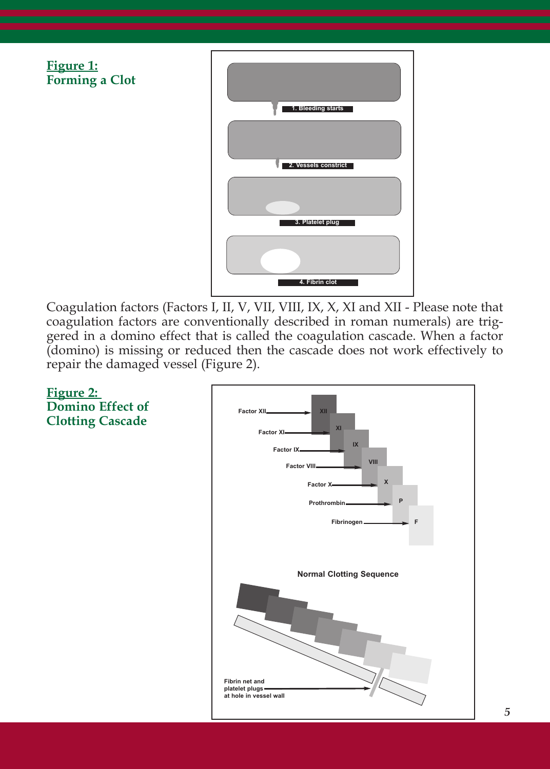**Figure 1:**
**Forming a Clot**

1. Bleeding starts
2. Vessels constrict
3. Platelet plug
4. Fibrin clot

Coagulation factors (Factors I, II, V, VII, VIII, IX, X, XI and XII - Please note that coagulation factors are conventionally described in roman numerals) are triggered in a domino effect that is called the coagulation cascade. When a factor (domino) is missing or reduced then the cascade does not work effectively to repair the damaged vessel (Figure 2).

**Figure 2:**
**Domino Effect of Clotting Cascade**

Factor XII → XII
Factor XI → XI
Factor IX → IX
Factor VIII → VIII
Factor X → X
Prothrombin → P
Fibrinogen → F

Normal Clotting Sequence

Fibrin net and platelet plugs at hole in vessel wall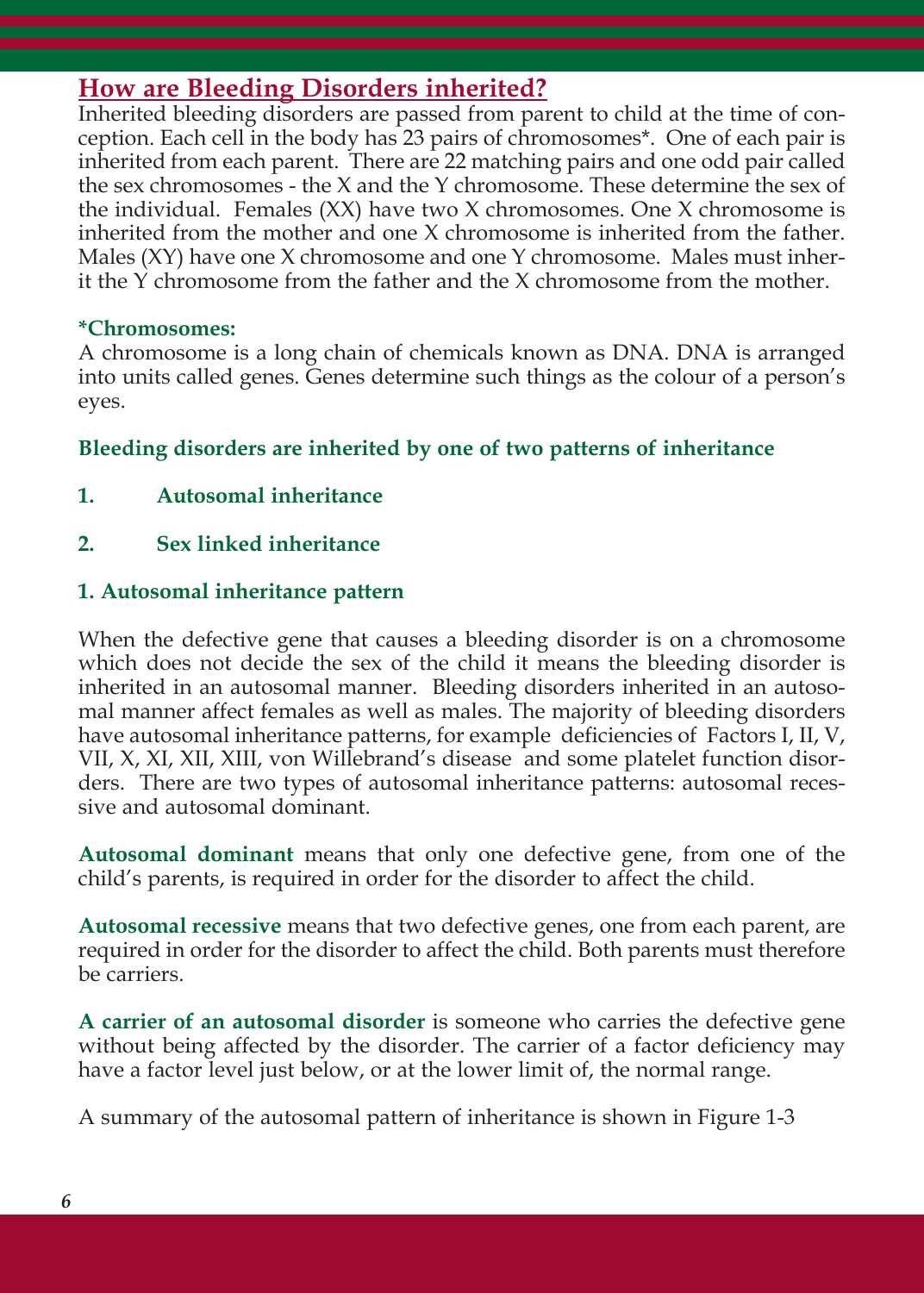## How are Bleeding Disorders inherited?

Inherited bleeding disorders are passed from parent to child at the time of conception. Each cell in the body has 23 pairs of chromosomes*. One of each pair is inherited from each parent. There are 22 matching pairs and one odd pair called the sex chromosomes - the X and the Y chromosome. These determine the sex of the individual. Females (XX) have two X chromosomes. One X chromosome is inherited from the mother and one X chromosome is inherited from the father. Males (XY) have one X chromosome and one Y chromosome. Males must inherit the Y chromosome from the father and the X chromosome from the mother.

**\*Chromosomes:**

A chromosome is a long chain of chemicals known as DNA. DNA is arranged into units called genes. Genes determine such things as the colour of a person's eyes.

**Bleeding disorders are inherited by one of two patterns of inheritance**

1. **Autosomal inheritance**
2. **Sex linked inheritance**

### 1. Autosomal inheritance pattern

When the defective gene that causes a bleeding disorder is on a chromosome which does not decide the sex of the child it means the bleeding disorder is inherited in an autosomal manner. Bleeding disorders inherited in an autosomal manner affect females as well as males. The majority of bleeding disorders have autosomal inheritance patterns, for example deficiencies of Factors I, II, V, VII, X, XI, XII, XIII, von Willebrand's disease and some platelet function disorders. There are two types of autosomal inheritance patterns: autosomal recessive and autosomal dominant.

**Autosomal dominant** means that only one defective gene, from one of the child's parents, is required in order for the disorder to affect the child.

**Autosomal recessive** means that two defective genes, one from each parent, are required in order for the disorder to affect the child. Both parents must therefore be carriers.

**A carrier of an autosomal disorder** is someone who carries the defective gene without being affected by the disorder. The carrier of a factor deficiency may have a factor level just below, or at the lower limit of, the normal range.

A summary of the autosomal pattern of inheritance is shown in Figure 1-3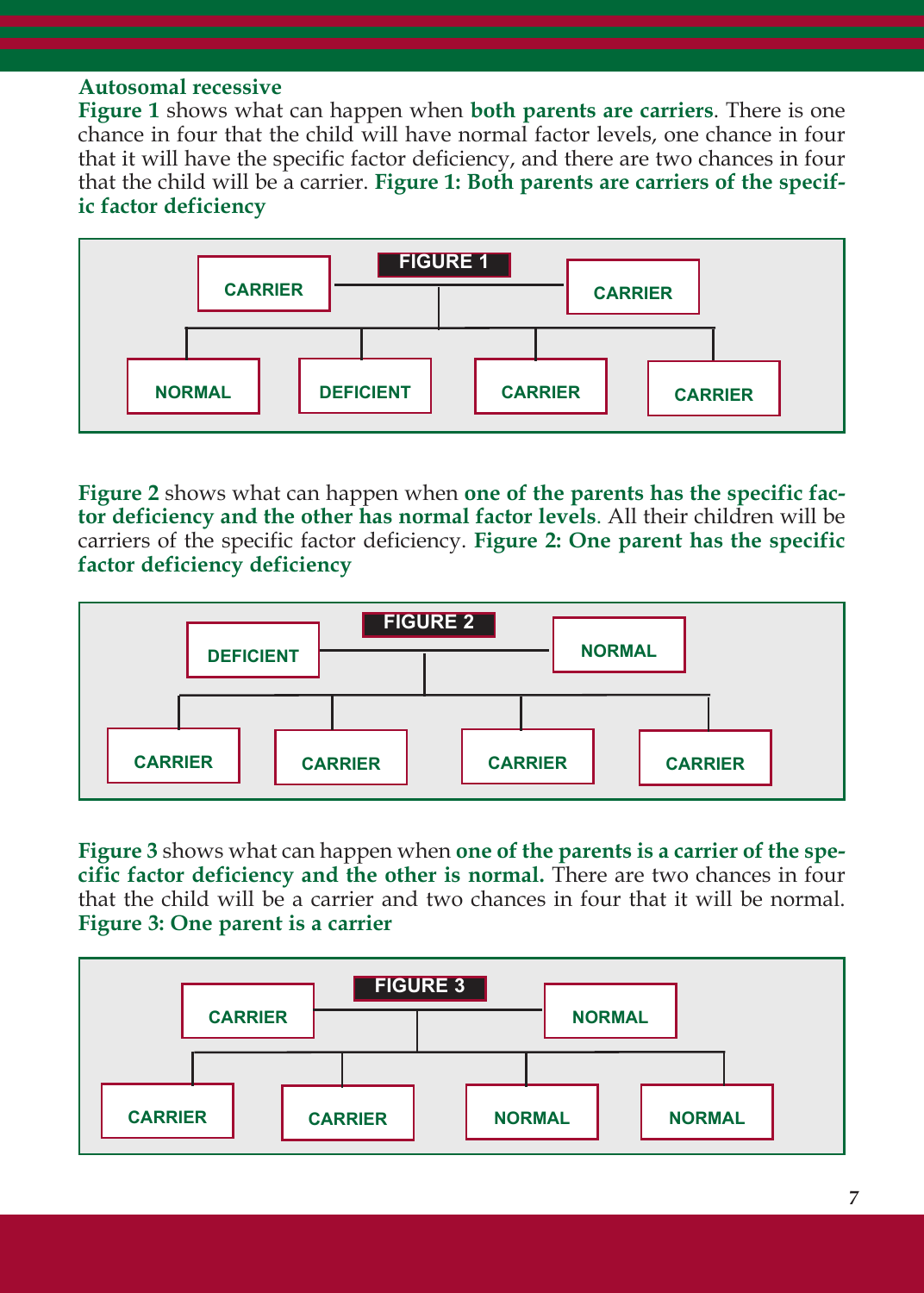**Autosomal recessive**

**Figure 1** shows what can happen when **both parents are carriers**. There is one chance in four that the child will have normal factor levels, one chance in four that it will have the specific factor deficiency, and there are two chances in four that the child will be a carrier. **Figure 1: Both parents are carriers of the specific factor deficiency**

**FIGURE 1**

CARRIER — CARRIER

NORMAL | DEFICIENT | CARRIER | CARRIER

**Figure 2** shows what can happen when **one of the parents has the specific factor deficiency and the other has normal factor levels**. All their children will be carriers of the specific factor deficiency. **Figure 2: One parent has the specific factor deficiency deficiency**

**FIGURE 2**

DEFICIENT — NORMAL

CARRIER | CARRIER | CARRIER | CARRIER

**Figure 3** shows what can happen when **one of the parents is a carrier of the specific factor deficiency and the other is normal.** There are two chances in four that the child will be a carrier and two chances in four that it will be normal. **Figure 3: One parent is a carrier**

**FIGURE 3**

CARRIER — NORMAL

CARRIER | CARRIER | NORMAL | NORMAL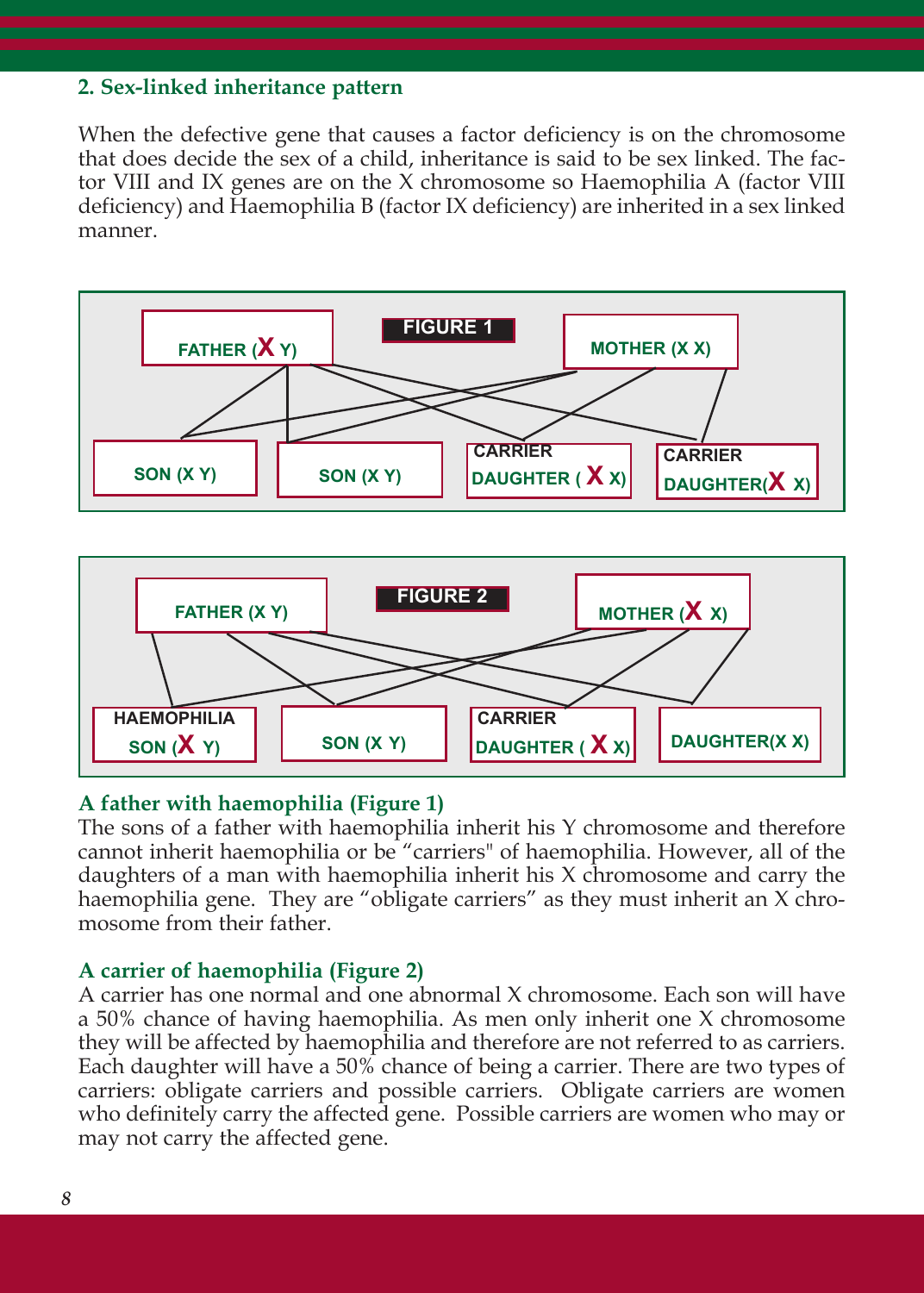**2. Sex-linked inheritance pattern**

When the defective gene that causes a factor deficiency is on the chromosome that does decide the sex of a child, inheritance is said to be sex linked. The factor VIII and IX genes are on the X chromosome so Haemophilia A (factor VIII deficiency) and Haemophilia B (factor IX deficiency) are inherited in a sex linked manner.

**FIGURE 1**

FATHER (**X** Y) — MOTHER (X X)

SON (X Y) | SON (X Y) | CARRIER DAUGHTER ( **X** X) | CARRIER DAUGHTER( **X** X)

**FIGURE 2**

FATHER (X Y) — MOTHER ( **X** X)

HAEMOPHILIA SON ( **X** Y) | SON (X Y) | CARRIER DAUGHTER ( **X** X) | DAUGHTER(X X)

**A father with haemophilia (Figure 1)**

The sons of a father with haemophilia inherit his Y chromosome and therefore cannot inherit haemophilia or be "carriers" of haemophilia. However, all of the daughters of a man with haemophilia inherit his X chromosome and carry the haemophilia gene. They are "obligate carriers" as they must inherit an X chromosome from their father.

**A carrier of haemophilia (Figure 2)**

A carrier has one normal and one abnormal X chromosome. Each son will have a 50% chance of having haemophilia. As men only inherit one X chromosome they will be affected by haemophilia and therefore are not referred to as carriers. Each daughter will have a 50% chance of being a carrier. There are two types of carriers: obligate carriers and possible carriers. Obligate carriers are women who definitely carry the affected gene. Possible carriers are women who may or may not carry the affected gene.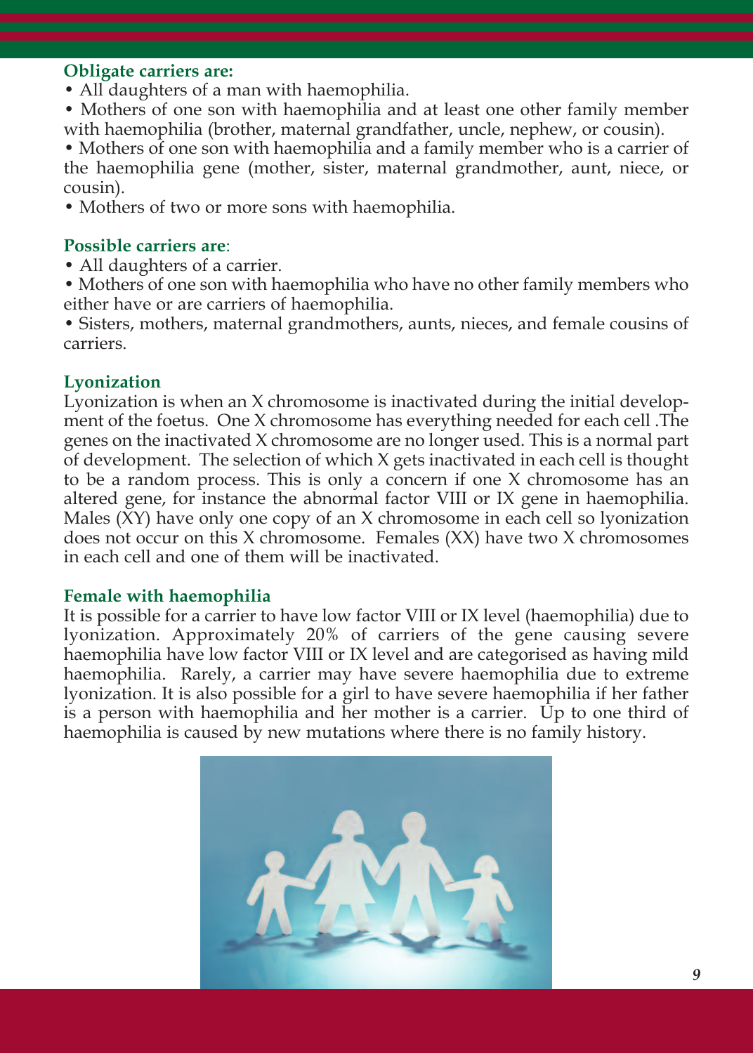**Obligate carriers are:**

- All daughters of a man with haemophilia.
- Mothers of one son with haemophilia and at least one other family member with haemophilia (brother, maternal grandfather, uncle, nephew, or cousin).
- Mothers of one son with haemophilia and a family member who is a carrier of the haemophilia gene (mother, sister, maternal grandmother, aunt, niece, or cousin).
- Mothers of two or more sons with haemophilia.

**Possible carriers are**:

- All daughters of a carrier.
- Mothers of one son with haemophilia who have no other family members who either have or are carriers of haemophilia.
- Sisters, mothers, maternal grandmothers, aunts, nieces, and female cousins of carriers.

**Lyonization**

Lyonization is when an X chromosome is inactivated during the initial development of the foetus. One X chromosome has everything needed for each cell .The genes on the inactivated X chromosome are no longer used. This is a normal part of development. The selection of which X gets inactivated in each cell is thought to be a random process. This is only a concern if one X chromosome has an altered gene, for instance the abnormal factor VIII or IX gene in haemophilia. Males (XY) have only one copy of an X chromosome in each cell so lyonization does not occur on this X chromosome. Females (XX) have two X chromosomes in each cell and one of them will be inactivated.

**Female with haemophilia**

It is possible for a carrier to have low factor VIII or IX level (haemophilia) due to lyonization. Approximately 20% of carriers of the gene causing severe haemophilia have low factor VIII or IX level and are categorised as having mild haemophilia. Rarely, a carrier may have severe haemophilia due to extreme lyonization. It is also possible for a girl to have severe haemophilia if her father is a person with haemophilia and her mother is a carrier. Up to one third of haemophilia is caused by new mutations where there is no family history.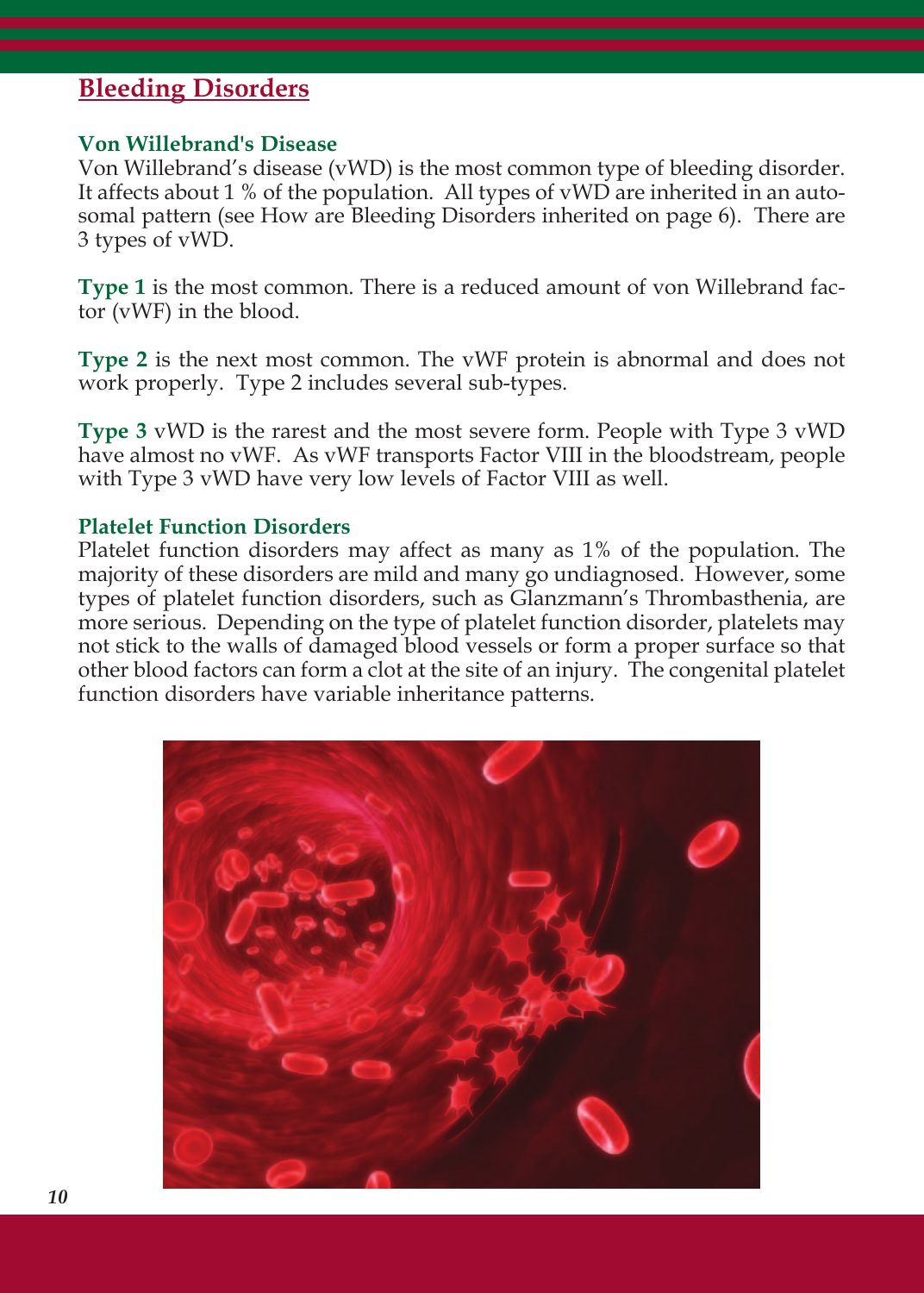# Bleeding Disorders

## Von Willebrand's Disease

Von Willebrand's disease (vWD) is the most common type of bleeding disorder. It affects about 1 % of the population. All types of vWD are inherited in an autosomal pattern (see How are Bleeding Disorders inherited on page 6). There are 3 types of vWD.

**Type 1** is the most common. There is a reduced amount of von Willebrand factor (vWF) in the blood.

**Type 2** is the next most common. The vWF protein is abnormal and does not work properly. Type 2 includes several sub-types.

**Type 3** vWD is the rarest and the most severe form. People with Type 3 vWD have almost no vWF. As vWF transports Factor VIII in the bloodstream, people with Type 3 vWD have very low levels of Factor VIII as well.

## Platelet Function Disorders

Platelet function disorders may affect as many as 1% of the population. The majority of these disorders are mild and many go undiagnosed. However, some types of platelet function disorders, such as Glanzmann's Thrombasthenia, are more serious. Depending on the type of platelet function disorder, platelets may not stick to the walls of damaged blood vessels or form a proper surface so that other blood factors can form a clot at the site of an injury. The congenital platelet function disorders have variable inheritance patterns.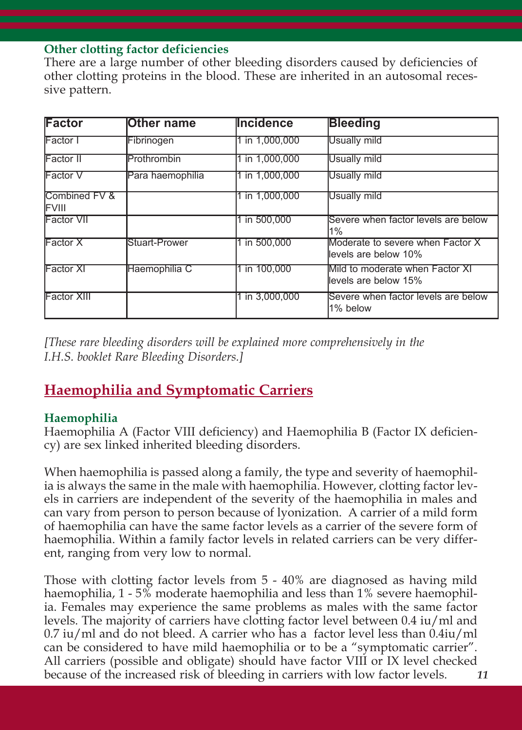### Other clotting factor deficiencies

There are a large number of other bleeding disorders caused by deficiencies of other clotting proteins in the blood. These are inherited in an autosomal recessive pattern.

| Factor | Other name | Incidence | Bleeding |
|---|---|---|---|
| Factor I | Fibrinogen | 1 in 1,000,000 | Usually mild |
| Factor II | Prothrombin | 1 in 1,000,000 | Usually mild |
| Factor V | Para haemophilia | 1 in 1,000,000 | Usually mild |
| Combined FV & FVIII | | 1 in 1,000,000 | Usually mild |
| Factor VII | | 1 in 500,000 | Severe when factor levels are below 1% |
| Factor X | Stuart-Prower | 1 in 500,000 | Moderate to severe when Factor X levels are below 10% |
| Factor XI | Haemophilia C | 1 in 100,000 | Mild to moderate when Factor XI levels are below 15% |
| Factor XIII | | 1 in 3,000,000 | Severe when factor levels are below 1% below |

*[These rare bleeding disorders will be explained more comprehensively in the I.H.S. booklet Rare Bleeding Disorders.]*

## Haemophilia and Symptomatic Carriers

### Haemophilia

Haemophilia A (Factor VIII deficiency) and Haemophilia B (Factor IX deficiency) are sex linked inherited bleeding disorders.

When haemophilia is passed along a family, the type and severity of haemophilia is always the same in the male with haemophilia. However, clotting factor levels in carriers are independent of the severity of the haemophilia in males and can vary from person to person because of lyonization. A carrier of a mild form of haemophilia can have the same factor levels as a carrier of the severe form of haemophilia. Within a family factor levels in related carriers can be very different, ranging from very low to normal.

Those with clotting factor levels from 5 - 40% are diagnosed as having mild haemophilia, 1 - 5% moderate haemophilia and less than 1% severe haemophilia. Females may experience the same problems as males with the same factor levels. The majority of carriers have clotting factor level between 0.4 iu/ml and 0.7 iu/ml and do not bleed. A carrier who has a factor level less than 0.4iu/ml can be considered to have mild haemophilia or to be a "symptomatic carrier". All carriers (possible and obligate) should have factor VIII or IX level checked because of the increased risk of bleeding in carriers with low factor levels.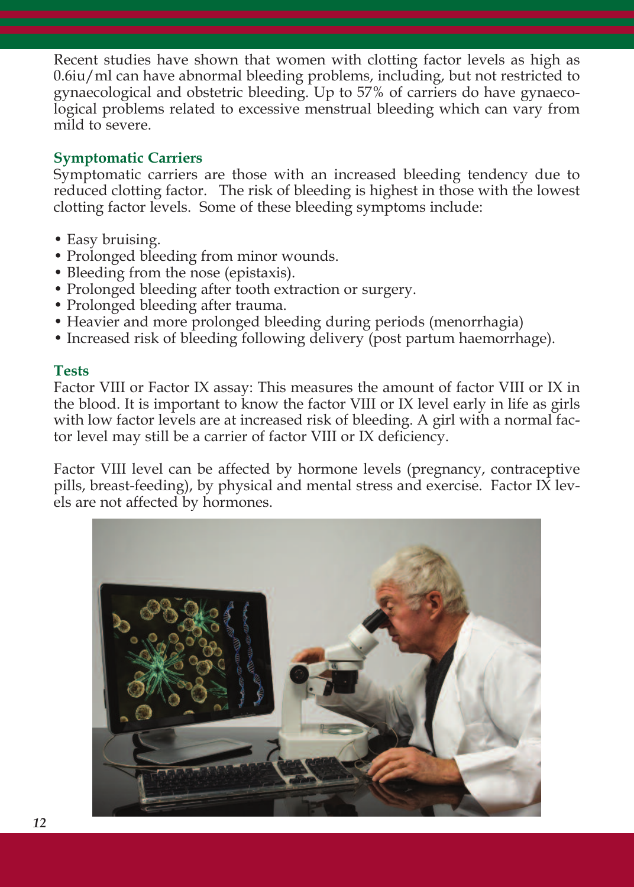Recent studies have shown that women with clotting factor levels as high as 0.6iu/ml can have abnormal bleeding problems, including, but not restricted to gynaecological and obstetric bleeding. Up to 57% of carriers do have gynaecological problems related to excessive menstrual bleeding which can vary from mild to severe.

### Symptomatic Carriers

Symptomatic carriers are those with an increased bleeding tendency due to reduced clotting factor. The risk of bleeding is highest in those with the lowest clotting factor levels. Some of these bleeding symptoms include:

- Easy bruising.
- Prolonged bleeding from minor wounds.
- Bleeding from the nose (epistaxis).
- Prolonged bleeding after tooth extraction or surgery.
- Prolonged bleeding after trauma.
- Heavier and more prolonged bleeding during periods (menorrhagia)
- Increased risk of bleeding following delivery (post partum haemorrhage).

### Tests

Factor VIII or Factor IX assay: This measures the amount of factor VIII or IX in the blood. It is important to know the factor VIII or IX level early in life as girls with low factor levels are at increased risk of bleeding. A girl with a normal factor level may still be a carrier of factor VIII or IX deficiency.

Factor VIII level can be affected by hormone levels (pregnancy, contraceptive pills, breast-feeding), by physical and mental stress and exercise. Factor IX levels are not affected by hormones.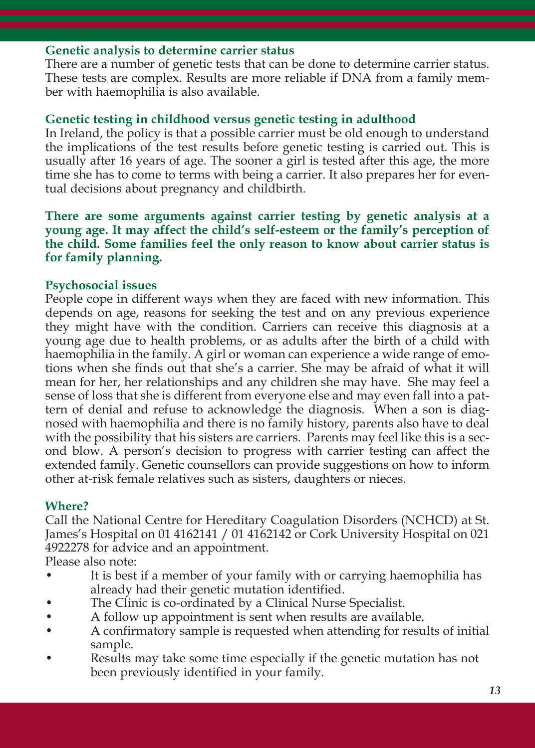### Genetic analysis to determine carrier status

There are a number of genetic tests that can be done to determine carrier status. These tests are complex. Results are more reliable if DNA from a family member with haemophilia is also available.

### Genetic testing in childhood versus genetic testing in adulthood

In Ireland, the policy is that a possible carrier must be old enough to understand the implications of the test results before genetic testing is carried out. This is usually after 16 years of age. The sooner a girl is tested after this age, the more time she has to come to terms with being a carrier. It also prepares her for eventual decisions about pregnancy and childbirth.

**There are some arguments against carrier testing by genetic analysis at a young age. It may affect the child's self-esteem or the family's perception of the child. Some families feel the only reason to know about carrier status is for family planning.**

### Psychosocial issues

People cope in different ways when they are faced with new information. This depends on age, reasons for seeking the test and on any previous experience they might have with the condition. Carriers can receive this diagnosis at a young age due to health problems, or as adults after the birth of a child with haemophilia in the family. A girl or woman can experience a wide range of emotions when she finds out that she's a carrier. She may be afraid of what it will mean for her, her relationships and any children she may have. She may feel a sense of loss that she is different from everyone else and may even fall into a pattern of denial and refuse to acknowledge the diagnosis. When a son is diagnosed with haemophilia and there is no family history, parents also have to deal with the possibility that his sisters are carriers. Parents may feel like this is a second blow. A person's decision to progress with carrier testing can affect the extended family. Genetic counsellors can provide suggestions on how to inform other at-risk female relatives such as sisters, daughters or nieces.

### Where?

Call the National Centre for Hereditary Coagulation Disorders (NCHCD) at St. James's Hospital on 01 4162141 / 01 4162142 or Cork University Hospital on 021 4922278 for advice and an appointment.

Please also note:

- It is best if a member of your family with or carrying haemophilia has already had their genetic mutation identified.
- The Clinic is co-ordinated by a Clinical Nurse Specialist.
- A follow up appointment is sent when results are available.
- A confirmatory sample is requested when attending for results of initial sample.
- Results may take some time especially if the genetic mutation has not been previously identified in your family.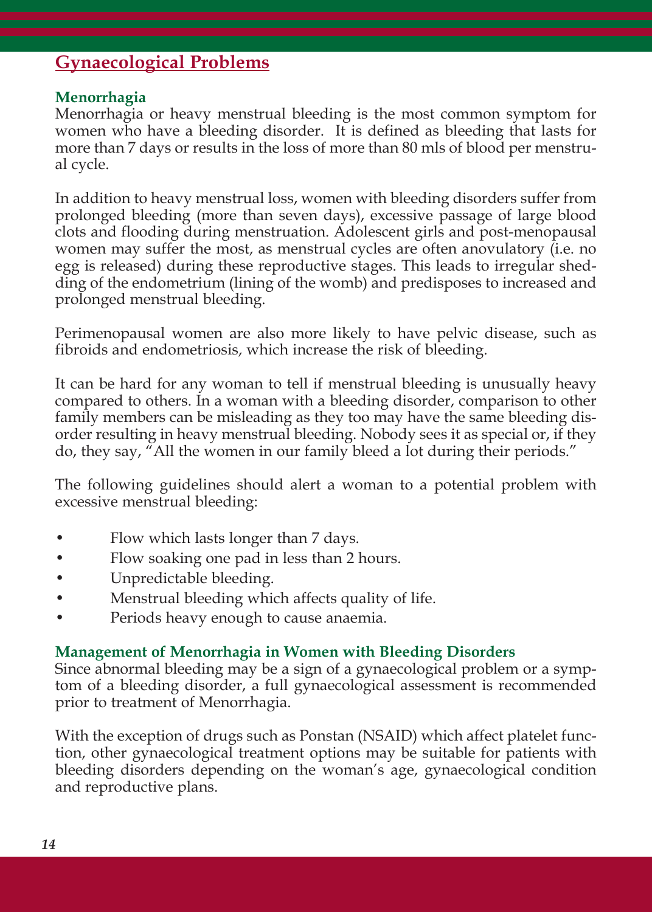## Gynaecological Problems

### Menorrhagia

Menorrhagia or heavy menstrual bleeding is the most common symptom for women who have a bleeding disorder. It is defined as bleeding that lasts for more than 7 days or results in the loss of more than 80 mls of blood per menstrual cycle.

In addition to heavy menstrual loss, women with bleeding disorders suffer from prolonged bleeding (more than seven days), excessive passage of large blood clots and flooding during menstruation. Adolescent girls and post-menopausal women may suffer the most, as menstrual cycles are often anovulatory (i.e. no egg is released) during these reproductive stages. This leads to irregular shedding of the endometrium (lining of the womb) and predisposes to increased and prolonged menstrual bleeding.

Perimenopausal women are also more likely to have pelvic disease, such as fibroids and endometriosis, which increase the risk of bleeding.

It can be hard for any woman to tell if menstrual bleeding is unusually heavy compared to others. In a woman with a bleeding disorder, comparison to other family members can be misleading as they too may have the same bleeding disorder resulting in heavy menstrual bleeding. Nobody sees it as special or, if they do, they say, "All the women in our family bleed a lot during their periods."

The following guidelines should alert a woman to a potential problem with excessive menstrual bleeding:

- Flow which lasts longer than 7 days.
- Flow soaking one pad in less than 2 hours.
- Unpredictable bleeding.
- Menstrual bleeding which affects quality of life.
- Periods heavy enough to cause anaemia.

### Management of Menorrhagia in Women with Bleeding Disorders

Since abnormal bleeding may be a sign of a gynaecological problem or a symptom of a bleeding disorder, a full gynaecological assessment is recommended prior to treatment of Menorrhagia.

With the exception of drugs such as Ponstan (NSAID) which affect platelet function, other gynaecological treatment options may be suitable for patients with bleeding disorders depending on the woman's age, gynaecological condition and reproductive plans.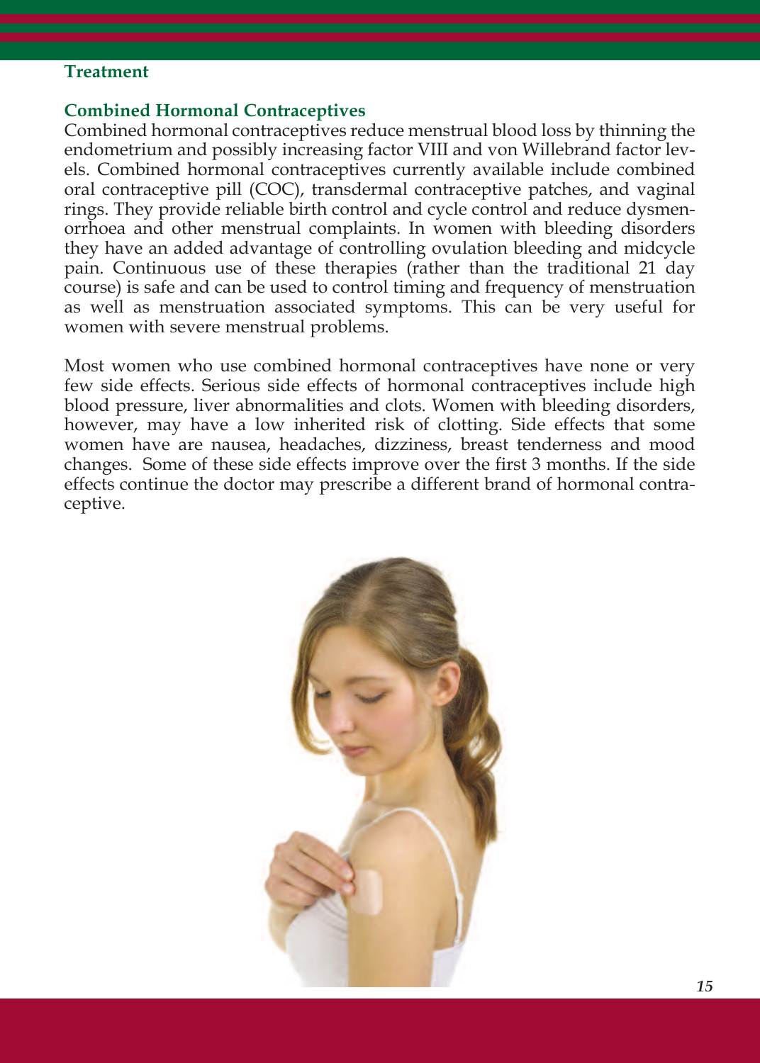## Treatment

### Combined Hormonal Contraceptives

Combined hormonal contraceptives reduce menstrual blood loss by thinning the endometrium and possibly increasing factor VIII and von Willebrand factor levels. Combined hormonal contraceptives currently available include combined oral contraceptive pill (COC), transdermal contraceptive patches, and vaginal rings. They provide reliable birth control and cycle control and reduce dysmenorrhoea and other menstrual complaints. In women with bleeding disorders they have an added advantage of controlling ovulation bleeding and midcycle pain. Continuous use of these therapies (rather than the traditional 21 day course) is safe and can be used to control timing and frequency of menstruation as well as menstruation associated symptoms. This can be very useful for women with severe menstrual problems.

Most women who use combined hormonal contraceptives have none or very few side effects. Serious side effects of hormonal contraceptives include high blood pressure, liver abnormalities and clots. Women with bleeding disorders, however, may have a low inherited risk of clotting. Side effects that some women have are nausea, headaches, dizziness, breast tenderness and mood changes. Some of these side effects improve over the first 3 months. If the side effects continue the doctor may prescribe a different brand of hormonal contraceptive.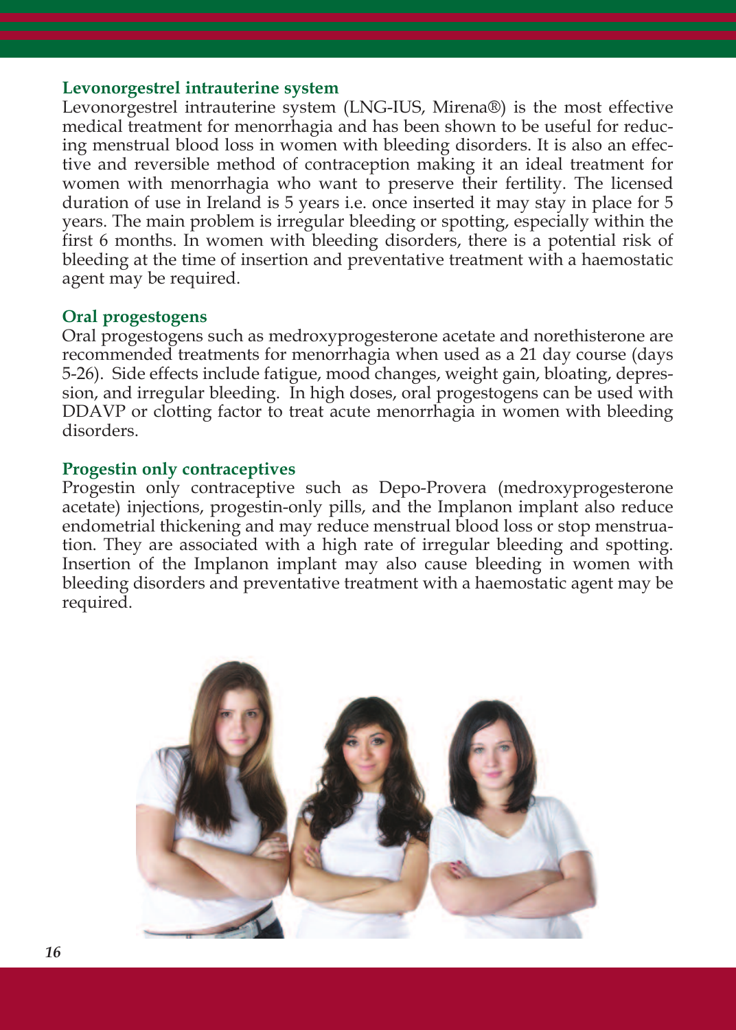### Levonorgestrel intrauterine system

Levonorgestrel intrauterine system (LNG-IUS, Mirena®) is the most effective medical treatment for menorrhagia and has been shown to be useful for reducing menstrual blood loss in women with bleeding disorders. It is also an effective and reversible method of contraception making it an ideal treatment for women with menorrhagia who want to preserve their fertility. The licensed duration of use in Ireland is 5 years i.e. once inserted it may stay in place for 5 years. The main problem is irregular bleeding or spotting, especially within the first 6 months. In women with bleeding disorders, there is a potential risk of bleeding at the time of insertion and preventative treatment with a haemostatic agent may be required.

### Oral progestogens

Oral progestogens such as medroxyprogesterone acetate and norethisterone are recommended treatments for menorrhagia when used as a 21 day course (days 5-26). Side effects include fatigue, mood changes, weight gain, bloating, depression, and irregular bleeding. In high doses, oral progestogens can be used with DDAVP or clotting factor to treat acute menorrhagia in women with bleeding disorders.

### Progestin only contraceptives

Progestin only contraceptive such as Depo-Provera (medroxyprogesterone acetate) injections, progestin-only pills, and the Implanon implant also reduce endometrial thickening and may reduce menstrual blood loss or stop menstruation. They are associated with a high rate of irregular bleeding and spotting. Insertion of the Implanon implant may also cause bleeding in women with bleeding disorders and preventative treatment with a haemostatic agent may be required.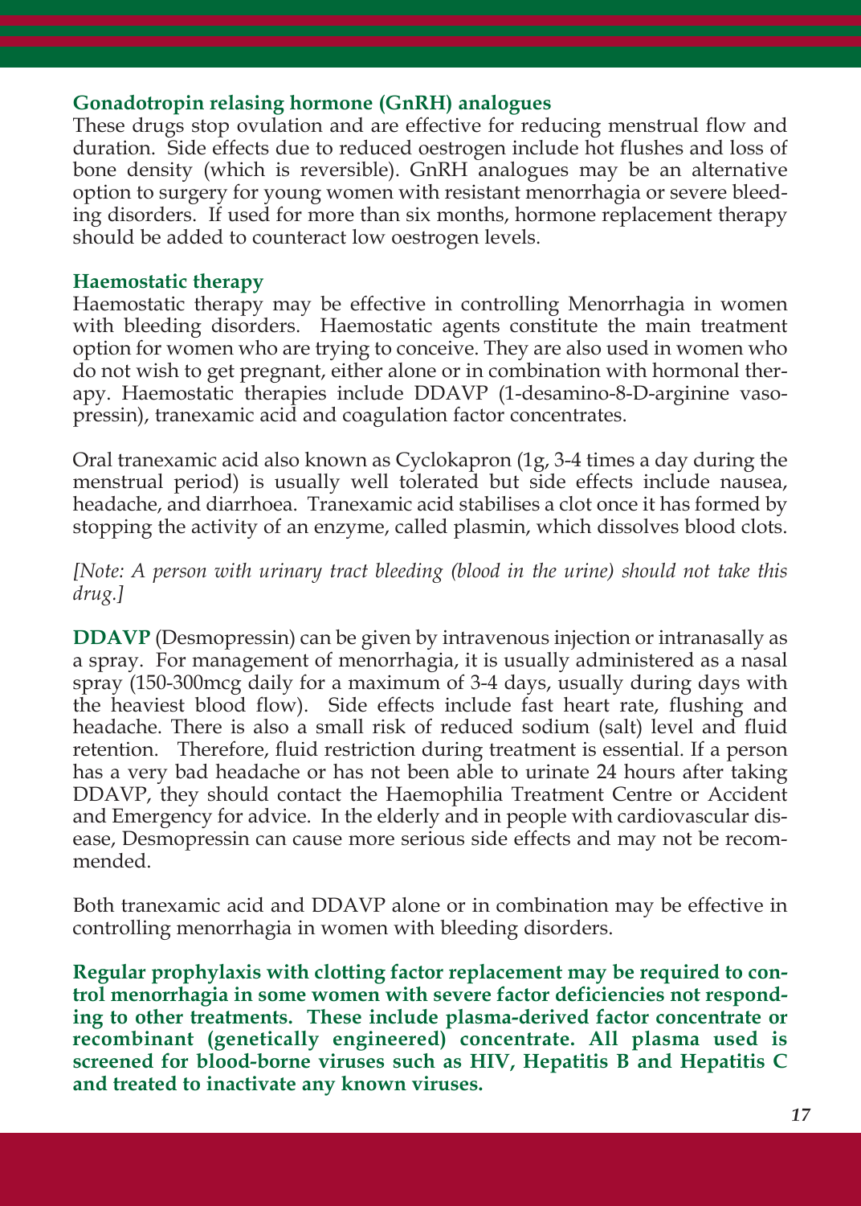### Gonadotropin relasing hormone (GnRH) analogues

These drugs stop ovulation and are effective for reducing menstrual flow and duration. Side effects due to reduced oestrogen include hot flushes and loss of bone density (which is reversible). GnRH analogues may be an alternative option to surgery for young women with resistant menorrhagia or severe bleeding disorders. If used for more than six months, hormone replacement therapy should be added to counteract low oestrogen levels.

### Haemostatic therapy

Haemostatic therapy may be effective in controlling Menorrhagia in women with bleeding disorders. Haemostatic agents constitute the main treatment option for women who are trying to conceive. They are also used in women who do not wish to get pregnant, either alone or in combination with hormonal therapy. Haemostatic therapies include DDAVP (1-desamino-8-D-arginine vasopressin), tranexamic acid and coagulation factor concentrates.

Oral tranexamic acid also known as Cyclokapron (1g, 3-4 times a day during the menstrual period) is usually well tolerated but side effects include nausea, headache, and diarrhoea. Tranexamic acid stabilises a clot once it has formed by stopping the activity of an enzyme, called plasmin, which dissolves blood clots.

*[Note: A person with urinary tract bleeding (blood in the urine) should not take this drug.]*

**DDAVP** (Desmopressin) can be given by intravenous injection or intranasally as a spray. For management of menorrhagia, it is usually administered as a nasal spray (150-300mcg daily for a maximum of 3-4 days, usually during days with the heaviest blood flow). Side effects include fast heart rate, flushing and headache. There is also a small risk of reduced sodium (salt) level and fluid retention. Therefore, fluid restriction during treatment is essential. If a person has a very bad headache or has not been able to urinate 24 hours after taking DDAVP, they should contact the Haemophilia Treatment Centre or Accident and Emergency for advice. In the elderly and in people with cardiovascular disease, Desmopressin can cause more serious side effects and may not be recommended.

Both tranexamic acid and DDAVP alone or in combination may be effective in controlling menorrhagia in women with bleeding disorders.

**Regular prophylaxis with clotting factor replacement may be required to control menorrhagia in some women with severe factor deficiencies not responding to other treatments. These include plasma-derived factor concentrate or recombinant (genetically engineered) concentrate. All plasma used is screened for blood-borne viruses such as HIV, Hepatitis B and Hepatitis C and treated to inactivate any known viruses.**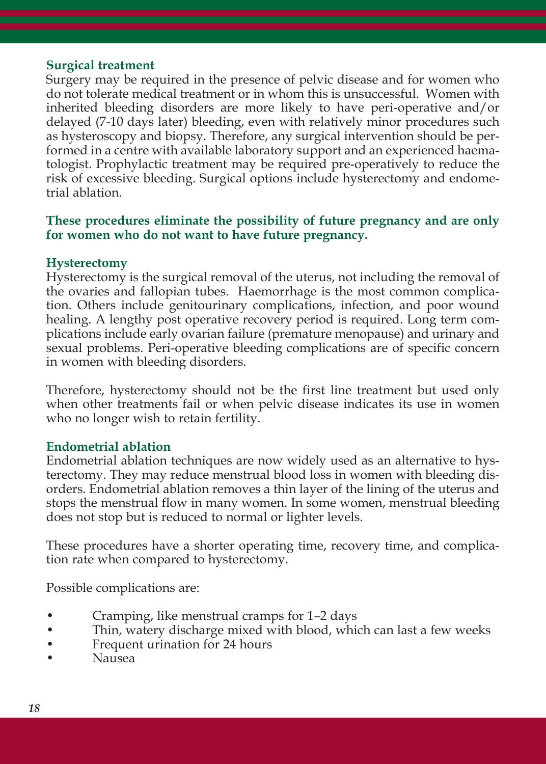### Surgical treatment

Surgery may be required in the presence of pelvic disease and for women who do not tolerate medical treatment or in whom this is unsuccessful. Women with inherited bleeding disorders are more likely to have peri-operative and/or delayed (7-10 days later) bleeding, even with relatively minor procedures such as hysteroscopy and biopsy. Therefore, any surgical intervention should be performed in a centre with available laboratory support and an experienced haematologist. Prophylactic treatment may be required pre-operatively to reduce the risk of excessive bleeding. Surgical options include hysterectomy and endometrial ablation.

**These procedures eliminate the possibility of future pregnancy and are only for women who do not want to have future pregnancy.**

### Hysterectomy

Hysterectomy is the surgical removal of the uterus, not including the removal of the ovaries and fallopian tubes. Haemorrhage is the most common complication. Others include genitourinary complications, infection, and poor wound healing. A lengthy post operative recovery period is required. Long term complications include early ovarian failure (premature menopause) and urinary and sexual problems. Peri-operative bleeding complications are of specific concern in women with bleeding disorders.

Therefore, hysterectomy should not be the first line treatment but used only when other treatments fail or when pelvic disease indicates its use in women who no longer wish to retain fertility.

### Endometrial ablation

Endometrial ablation techniques are now widely used as an alternative to hysterectomy. They may reduce menstrual blood loss in women with bleeding disorders. Endometrial ablation removes a thin layer of the lining of the uterus and stops the menstrual flow in many women. In some women, menstrual bleeding does not stop but is reduced to normal or lighter levels.

These procedures have a shorter operating time, recovery time, and complication rate when compared to hysterectomy.

Possible complications are:

- Cramping, like menstrual cramps for 1–2 days
- Thin, watery discharge mixed with blood, which can last a few weeks
- Frequent urination for 24 hours
- Nausea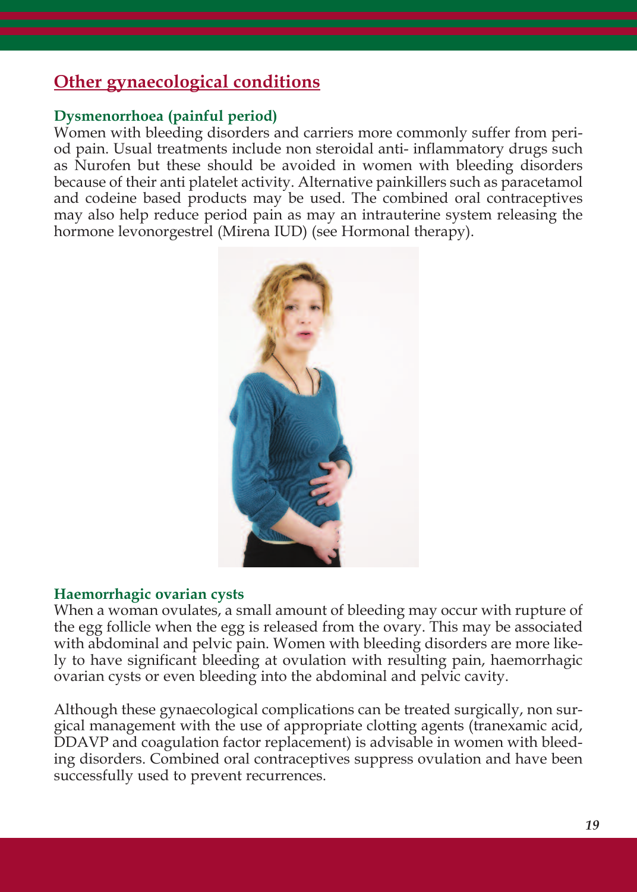## Other gynaecological conditions

### Dysmenorrhoea (painful period)

Women with bleeding disorders and carriers more commonly suffer from period pain. Usual treatments include non steroidal anti- inflammatory drugs such as Nurofen but these should be avoided in women with bleeding disorders because of their anti platelet activity. Alternative painkillers such as paracetamol and codeine based products may be used. The combined oral contraceptives may also help reduce period pain as may an intrauterine system releasing the hormone levonorgestrel (Mirena IUD) (see Hormonal therapy).

### Haemorrhagic ovarian cysts

When a woman ovulates, a small amount of bleeding may occur with rupture of the egg follicle when the egg is released from the ovary. This may be associated with abdominal and pelvic pain. Women with bleeding disorders are more likely to have significant bleeding at ovulation with resulting pain, haemorrhagic ovarian cysts or even bleeding into the abdominal and pelvic cavity.

Although these gynaecological complications can be treated surgically, non surgical management with the use of appropriate clotting agents (tranexamic acid, DDAVP and coagulation factor replacement) is advisable in women with bleeding disorders. Combined oral contraceptives suppress ovulation and have been successfully used to prevent recurrences.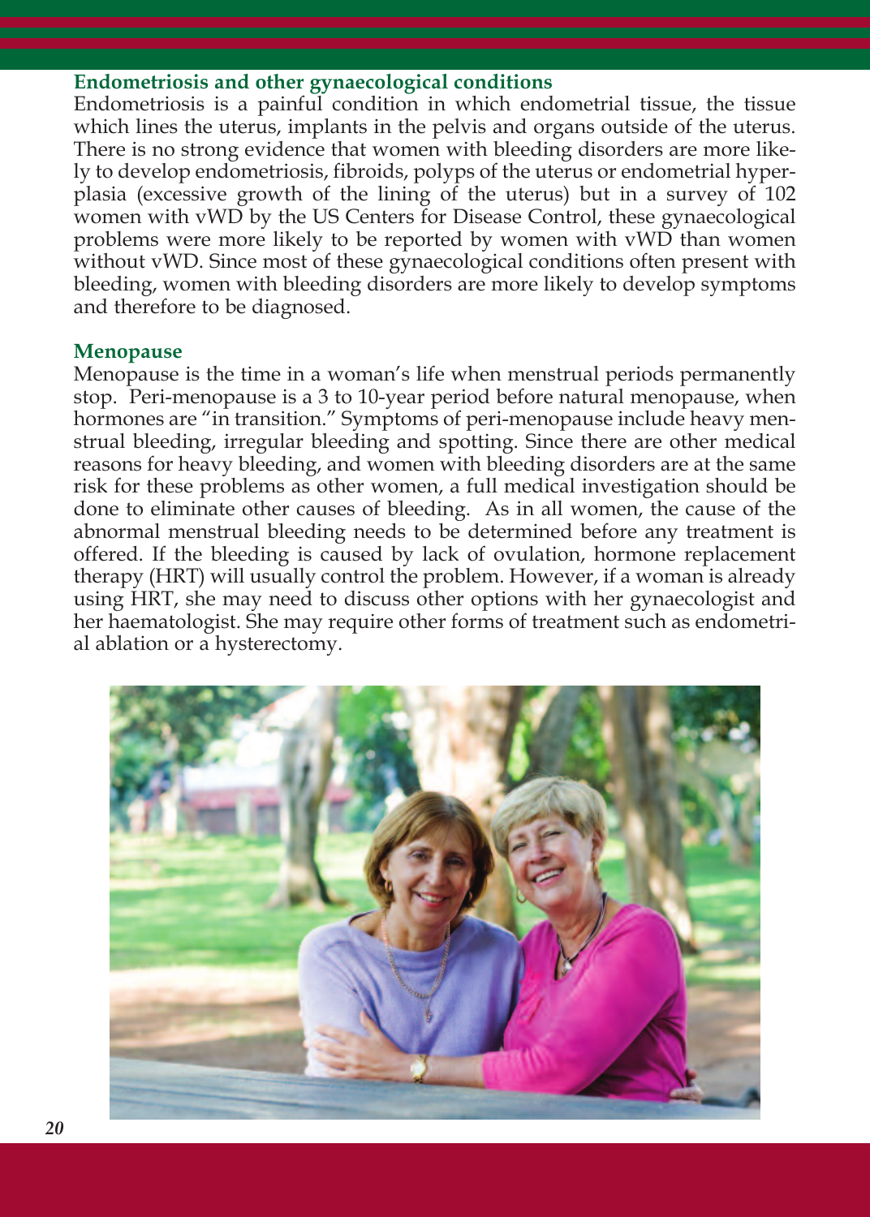## Endometriosis and other gynaecological conditions

Endometriosis is a painful condition in which endometrial tissue, the tissue which lines the uterus, implants in the pelvis and organs outside of the uterus. There is no strong evidence that women with bleeding disorders are more likely to develop endometriosis, fibroids, polyps of the uterus or endometrial hyperplasia (excessive growth of the lining of the uterus) but in a survey of 102 women with vWD by the US Centers for Disease Control, these gynaecological problems were more likely to be reported by women with vWD than women without vWD. Since most of these gynaecological conditions often present with bleeding, women with bleeding disorders are more likely to develop symptoms and therefore to be diagnosed.

## Menopause

Menopause is the time in a woman's life when menstrual periods permanently stop. Peri-menopause is a 3 to 10-year period before natural menopause, when hormones are "in transition." Symptoms of peri-menopause include heavy menstrual bleeding, irregular bleeding and spotting. Since there are other medical reasons for heavy bleeding, and women with bleeding disorders are at the same risk for these problems as other women, a full medical investigation should be done to eliminate other causes of bleeding. As in all women, the cause of the abnormal menstrual bleeding needs to be determined before any treatment is offered. If the bleeding is caused by lack of ovulation, hormone replacement therapy (HRT) will usually control the problem. However, if a woman is already using HRT, she may need to discuss other options with her gynaecologist and her haematologist. She may require other forms of treatment such as endometrial ablation or a hysterectomy.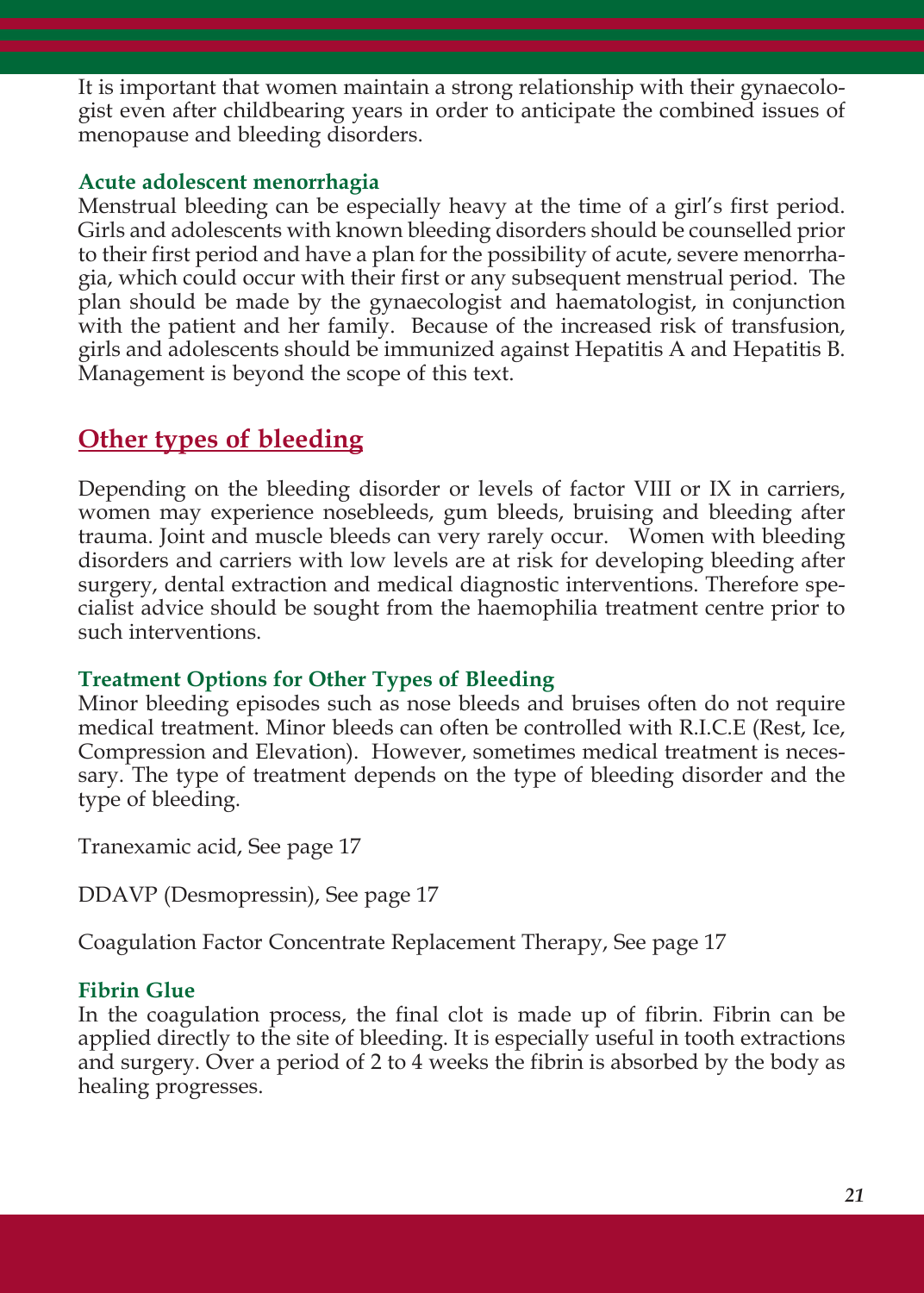It is important that women maintain a strong relationship with their gynaecologist even after childbearing years in order to anticipate the combined issues of menopause and bleeding disorders.

### Acute adolescent menorrhagia

Menstrual bleeding can be especially heavy at the time of a girl's first period. Girls and adolescents with known bleeding disorders should be counselled prior to their first period and have a plan for the possibility of acute, severe menorrhagia, which could occur with their first or any subsequent menstrual period. The plan should be made by the gynaecologist and haematologist, in conjunction with the patient and her family. Because of the increased risk of transfusion, girls and adolescents should be immunized against Hepatitis A and Hepatitis B. Management is beyond the scope of this text.

## Other types of bleeding

Depending on the bleeding disorder or levels of factor VIII or IX in carriers, women may experience nosebleeds, gum bleeds, bruising and bleeding after trauma. Joint and muscle bleeds can very rarely occur. Women with bleeding disorders and carriers with low levels are at risk for developing bleeding after surgery, dental extraction and medical diagnostic interventions. Therefore specialist advice should be sought from the haemophilia treatment centre prior to such interventions.

### Treatment Options for Other Types of Bleeding

Minor bleeding episodes such as nose bleeds and bruises often do not require medical treatment. Minor bleeds can often be controlled with R.I.C.E (Rest, Ice, Compression and Elevation). However, sometimes medical treatment is necessary. The type of treatment depends on the type of bleeding disorder and the type of bleeding.

Tranexamic acid, See page 17

DDAVP (Desmopressin), See page 17

Coagulation Factor Concentrate Replacement Therapy, See page 17

### Fibrin Glue

In the coagulation process, the final clot is made up of fibrin. Fibrin can be applied directly to the site of bleeding. It is especially useful in tooth extractions and surgery. Over a period of 2 to 4 weeks the fibrin is absorbed by the body as healing progresses.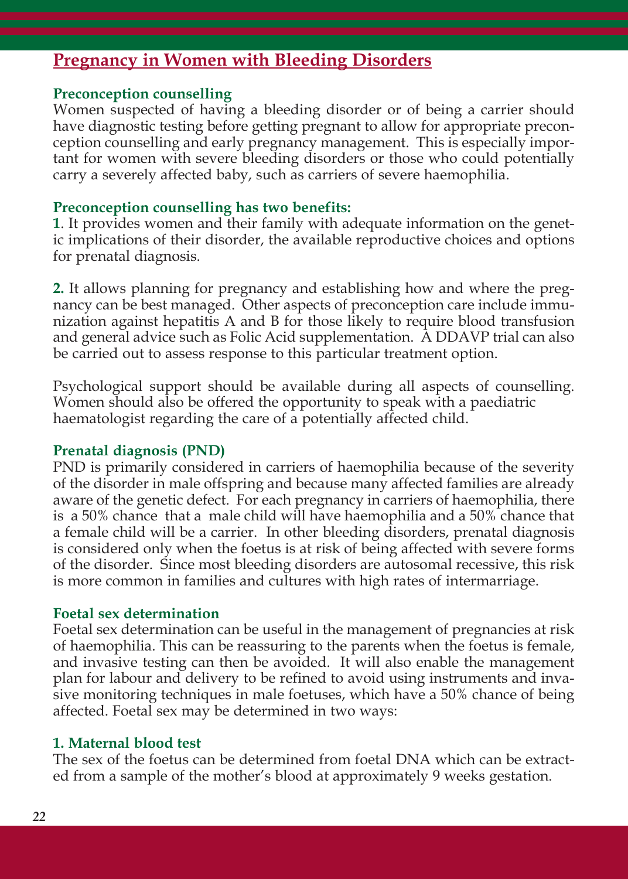## Pregnancy in Women with Bleeding Disorders

### Preconception counselling

Women suspected of having a bleeding disorder or of being a carrier should have diagnostic testing before getting pregnant to allow for appropriate preconception counselling and early pregnancy management. This is especially important for women with severe bleeding disorders or those who could potentially carry a severely affected baby, such as carriers of severe haemophilia.

### Preconception counselling has two benefits:

**1**. It provides women and their family with adequate information on the genetic implications of their disorder, the available reproductive choices and options for prenatal diagnosis.

**2.** It allows planning for pregnancy and establishing how and where the pregnancy can be best managed. Other aspects of preconception care include immunization against hepatitis A and B for those likely to require blood transfusion and general advice such as Folic Acid supplementation. A DDAVP trial can also be carried out to assess response to this particular treatment option.

Psychological support should be available during all aspects of counselling. Women should also be offered the opportunity to speak with a paediatric haematologist regarding the care of a potentially affected child.

### Prenatal diagnosis (PND)

PND is primarily considered in carriers of haemophilia because of the severity of the disorder in male offspring and because many affected families are already aware of the genetic defect. For each pregnancy in carriers of haemophilia, there is a 50% chance that a male child will have haemophilia and a 50% chance that a female child will be a carrier. In other bleeding disorders, prenatal diagnosis is considered only when the foetus is at risk of being affected with severe forms of the disorder. Since most bleeding disorders are autosomal recessive, this risk is more common in families and cultures with high rates of intermarriage.

### Foetal sex determination

Foetal sex determination can be useful in the management of pregnancies at risk of haemophilia. This can be reassuring to the parents when the foetus is female, and invasive testing can then be avoided. It will also enable the management plan for labour and delivery to be refined to avoid using instruments and invasive monitoring techniques in male foetuses, which have a 50% chance of being affected. Foetal sex may be determined in two ways:

#### 1. Maternal blood test

The sex of the foetus can be determined from foetal DNA which can be extracted from a sample of the mother's blood at approximately 9 weeks gestation.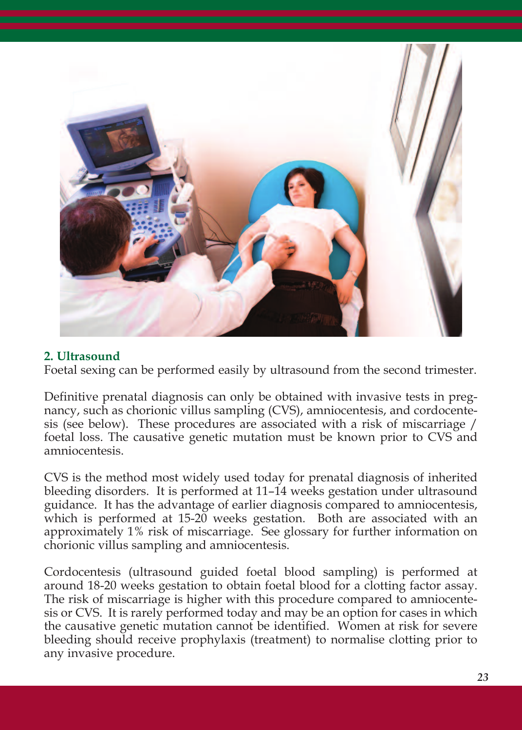## 2. Ultrasound

Foetal sexing can be performed easily by ultrasound from the second trimester.

Definitive prenatal diagnosis can only be obtained with invasive tests in pregnancy, such as chorionic villus sampling (CVS), amniocentesis, and cordocentesis (see below). These procedures are associated with a risk of miscarriage / foetal loss. The causative genetic mutation must be known prior to CVS and amniocentesis.

CVS is the method most widely used today for prenatal diagnosis of inherited bleeding disorders. It is performed at 11–14 weeks gestation under ultrasound guidance. It has the advantage of earlier diagnosis compared to amniocentesis, which is performed at 15-20 weeks gestation. Both are associated with an approximately 1% risk of miscarriage. See glossary for further information on chorionic villus sampling and amniocentesis.

Cordocentesis (ultrasound guided foetal blood sampling) is performed at around 18-20 weeks gestation to obtain foetal blood for a clotting factor assay. The risk of miscarriage is higher with this procedure compared to amniocentesis or CVS. It is rarely performed today and may be an option for cases in which the causative genetic mutation cannot be identified. Women at risk for severe bleeding should receive prophylaxis (treatment) to normalise clotting prior to any invasive procedure.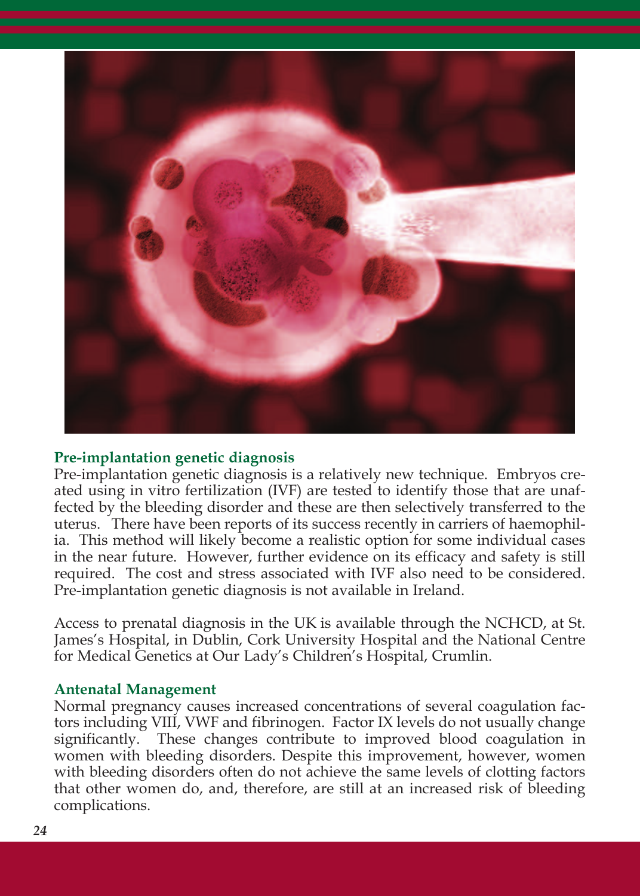## Pre-implantation genetic diagnosis

Pre-implantation genetic diagnosis is a relatively new technique. Embryos created using in vitro fertilization (IVF) are tested to identify those that are unaffected by the bleeding disorder and these are then selectively transferred to the uterus. There have been reports of its success recently in carriers of haemophilia. This method will likely become a realistic option for some individual cases in the near future. However, further evidence on its efficacy and safety is still required. The cost and stress associated with IVF also need to be considered. Pre-implantation genetic diagnosis is not available in Ireland.

Access to prenatal diagnosis in the UK is available through the NCHCD, at St. James's Hospital, in Dublin, Cork University Hospital and the National Centre for Medical Genetics at Our Lady's Children's Hospital, Crumlin.

## Antenatal Management

Normal pregnancy causes increased concentrations of several coagulation factors including VIII, VWF and fibrinogen. Factor IX levels do not usually change significantly. These changes contribute to improved blood coagulation in women with bleeding disorders. Despite this improvement, however, women with bleeding disorders often do not achieve the same levels of clotting factors that other women do, and, therefore, are still at an increased risk of bleeding complications.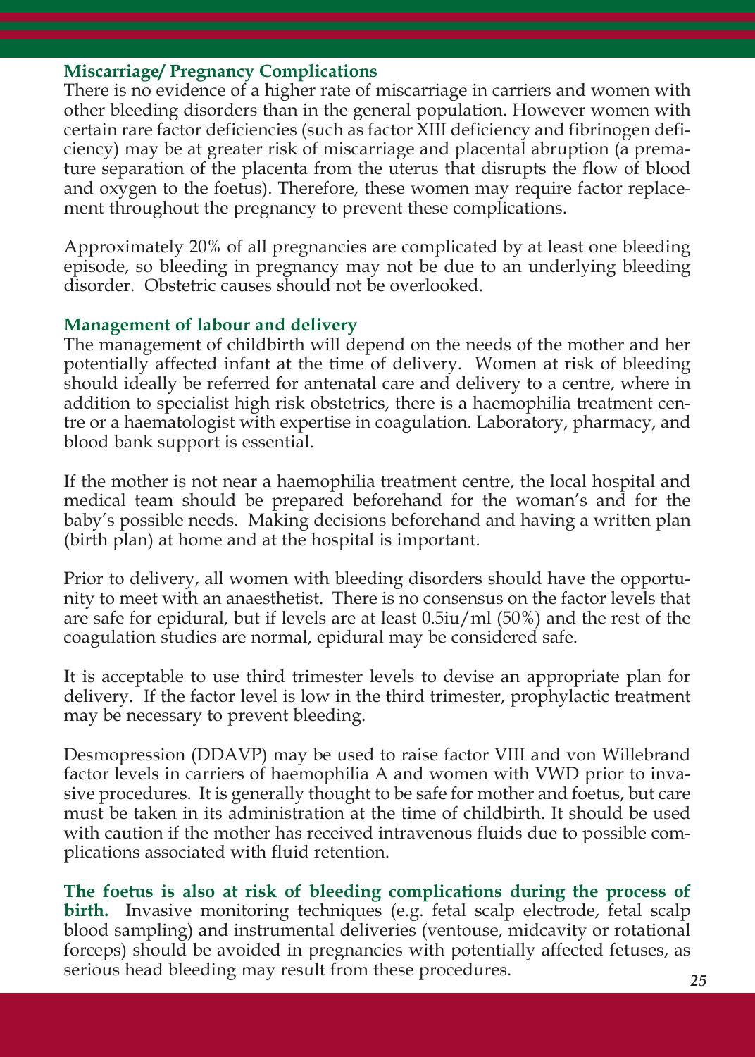### Miscarriage/ Pregnancy Complications

There is no evidence of a higher rate of miscarriage in carriers and women with other bleeding disorders than in the general population. However women with certain rare factor deficiencies (such as factor XIII deficiency and fibrinogen deficiency) may be at greater risk of miscarriage and placental abruption (a premature separation of the placenta from the uterus that disrupts the flow of blood and oxygen to the foetus). Therefore, these women may require factor replacement throughout the pregnancy to prevent these complications.

Approximately 20% of all pregnancies are complicated by at least one bleeding episode, so bleeding in pregnancy may not be due to an underlying bleeding disorder. Obstetric causes should not be overlooked.

### Management of labour and delivery

The management of childbirth will depend on the needs of the mother and her potentially affected infant at the time of delivery. Women at risk of bleeding should ideally be referred for antenatal care and delivery to a centre, where in addition to specialist high risk obstetrics, there is a haemophilia treatment centre or a haematologist with expertise in coagulation. Laboratory, pharmacy, and blood bank support is essential.

If the mother is not near a haemophilia treatment centre, the local hospital and medical team should be prepared beforehand for the woman's and for the baby's possible needs. Making decisions beforehand and having a written plan (birth plan) at home and at the hospital is important.

Prior to delivery, all women with bleeding disorders should have the opportunity to meet with an anaesthetist. There is no consensus on the factor levels that are safe for epidural, but if levels are at least 0.5iu/ml (50%) and the rest of the coagulation studies are normal, epidural may be considered safe.

It is acceptable to use third trimester levels to devise an appropriate plan for delivery. If the factor level is low in the third trimester, prophylactic treatment may be necessary to prevent bleeding.

Desmopression (DDAVP) may be used to raise factor VIII and von Willebrand factor levels in carriers of haemophilia A and women with VWD prior to invasive procedures. It is generally thought to be safe for mother and foetus, but care must be taken in its administration at the time of childbirth. It should be used with caution if the mother has received intravenous fluids due to possible complications associated with fluid retention.

**The foetus is also at risk of bleeding complications during the process of birth.** Invasive monitoring techniques (e.g. fetal scalp electrode, fetal scalp blood sampling) and instrumental deliveries (ventouse, midcavity or rotational forceps) should be avoided in pregnancies with potentially affected fetuses, as serious head bleeding may result from these procedures.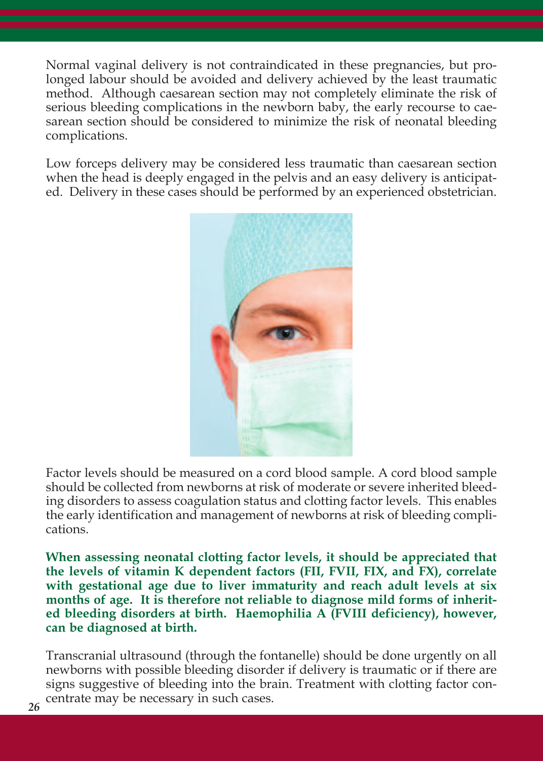Normal vaginal delivery is not contraindicated in these pregnancies, but prolonged labour should be avoided and delivery achieved by the least traumatic method. Although caesarean section may not completely eliminate the risk of serious bleeding complications in the newborn baby, the early recourse to caesarean section should be considered to minimize the risk of neonatal bleeding complications.

Low forceps delivery may be considered less traumatic than caesarean section when the head is deeply engaged in the pelvis and an easy delivery is anticipated. Delivery in these cases should be performed by an experienced obstetrician.

Factor levels should be measured on a cord blood sample. A cord blood sample should be collected from newborns at risk of moderate or severe inherited bleeding disorders to assess coagulation status and clotting factor levels. This enables the early identification and management of newborns at risk of bleeding complications.

**When assessing neonatal clotting factor levels, it should be appreciated that the levels of vitamin K dependent factors (FII, FVII, FIX, and FX), correlate with gestational age due to liver immaturity and reach adult levels at six months of age. It is therefore not reliable to diagnose mild forms of inherited bleeding disorders at birth. Haemophilia A (FVIII deficiency), however, can be diagnosed at birth.**

Transcranial ultrasound (through the fontanelle) should be done urgently on all newborns with possible bleeding disorder if delivery is traumatic or if there are signs suggestive of bleeding into the brain. Treatment with clotting factor concentrate may be necessary in such cases.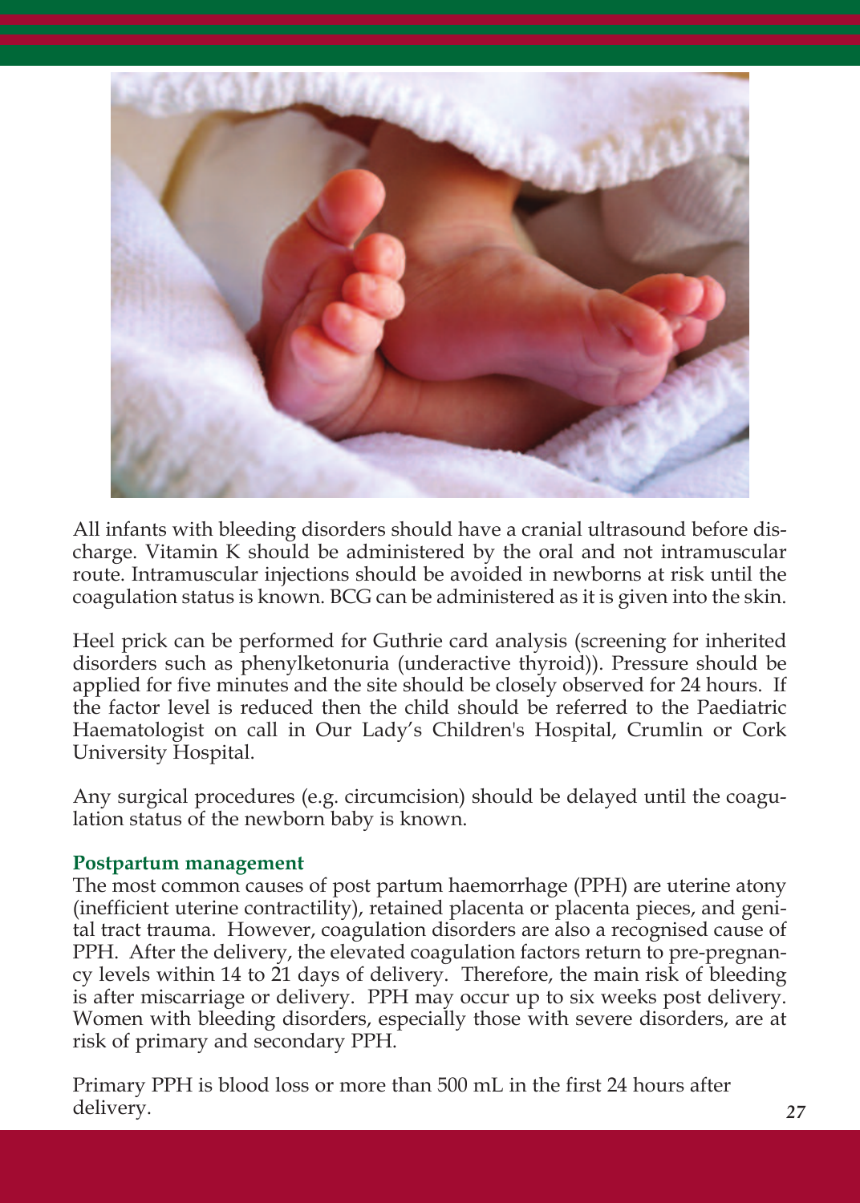All infants with bleeding disorders should have a cranial ultrasound before discharge. Vitamin K should be administered by the oral and not intramuscular route. Intramuscular injections should be avoided in newborns at risk until the coagulation status is known. BCG can be administered as it is given into the skin.

Heel prick can be performed for Guthrie card analysis (screening for inherited disorders such as phenylketonuria (underactive thyroid)). Pressure should be applied for five minutes and the site should be closely observed for 24 hours. If the factor level is reduced then the child should be referred to the Paediatric Haematologist on call in Our Lady's Children's Hospital, Crumlin or Cork University Hospital.

Any surgical procedures (e.g. circumcision) should be delayed until the coagulation status of the newborn baby is known.

**Postpartum management**

The most common causes of post partum haemorrhage (PPH) are uterine atony (inefficient uterine contractility), retained placenta or placenta pieces, and genital tract trauma. However, coagulation disorders are also a recognised cause of PPH. After the delivery, the elevated coagulation factors return to pre-pregnancy levels within 14 to 21 days of delivery. Therefore, the main risk of bleeding is after miscarriage or delivery. PPH may occur up to six weeks post delivery. Women with bleeding disorders, especially those with severe disorders, are at risk of primary and secondary PPH.

Primary PPH is blood loss or more than 500 mL in the first 24 hours after delivery.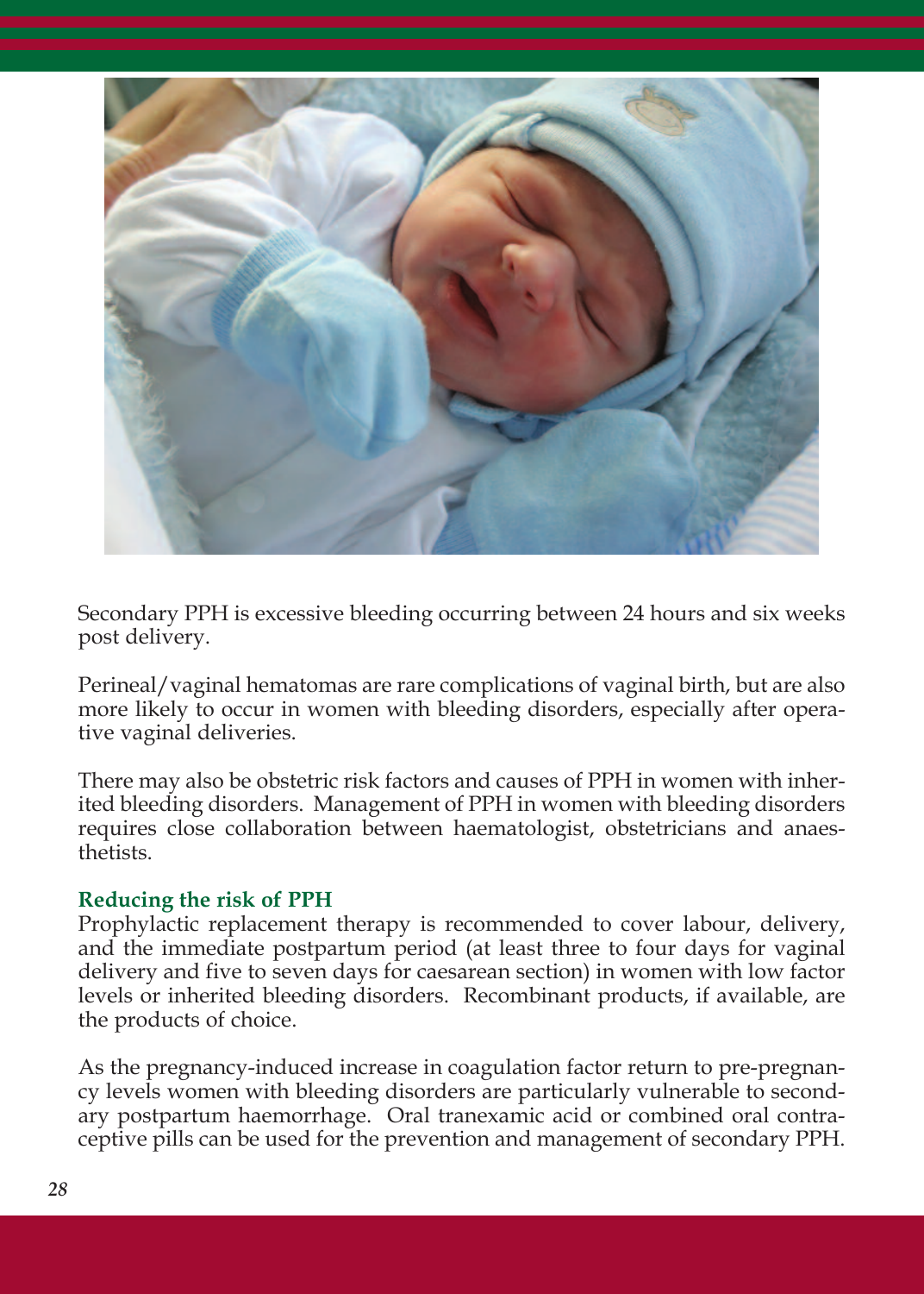Secondary PPH is excessive bleeding occurring between 24 hours and six weeks post delivery.

Perineal/vaginal hematomas are rare complications of vaginal birth, but are also more likely to occur in women with bleeding disorders, especially after operative vaginal deliveries.

There may also be obstetric risk factors and causes of PPH in women with inherited bleeding disorders. Management of PPH in women with bleeding disorders requires close collaboration between haematologist, obstetricians and anaesthetists.

## Reducing the risk of PPH

Prophylactic replacement therapy is recommended to cover labour, delivery, and the immediate postpartum period (at least three to four days for vaginal delivery and five to seven days for caesarean section) in women with low factor levels or inherited bleeding disorders. Recombinant products, if available, are the products of choice.

As the pregnancy-induced increase in coagulation factor return to pre-pregnancy levels women with bleeding disorders are particularly vulnerable to secondary postpartum haemorrhage. Oral tranexamic acid or combined oral contraceptive pills can be used for the prevention and management of secondary PPH.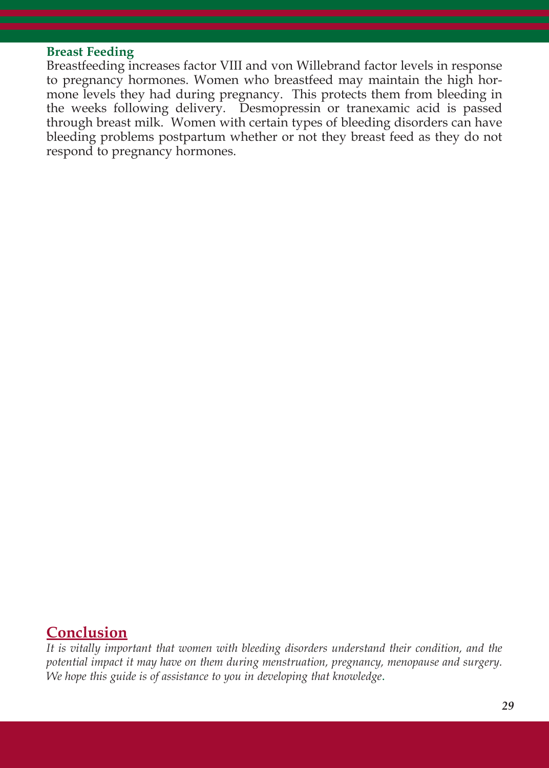### Breast Feeding

Breastfeeding increases factor VIII and von Willebrand factor levels in response to pregnancy hormones. Women who breastfeed may maintain the high hormone levels they had during pregnancy. This protects them from bleeding in the weeks following delivery. Desmopressin or tranexamic acid is passed through breast milk. Women with certain types of bleeding disorders can have bleeding problems postpartum whether or not they breast feed as they do not respond to pregnancy hormones.

## Conclusion

*It is vitally important that women with bleeding disorders understand their condition, and the potential impact it may have on them during menstruation, pregnancy, menopause and surgery. We hope this guide is of assistance to you in developing that knowledge.*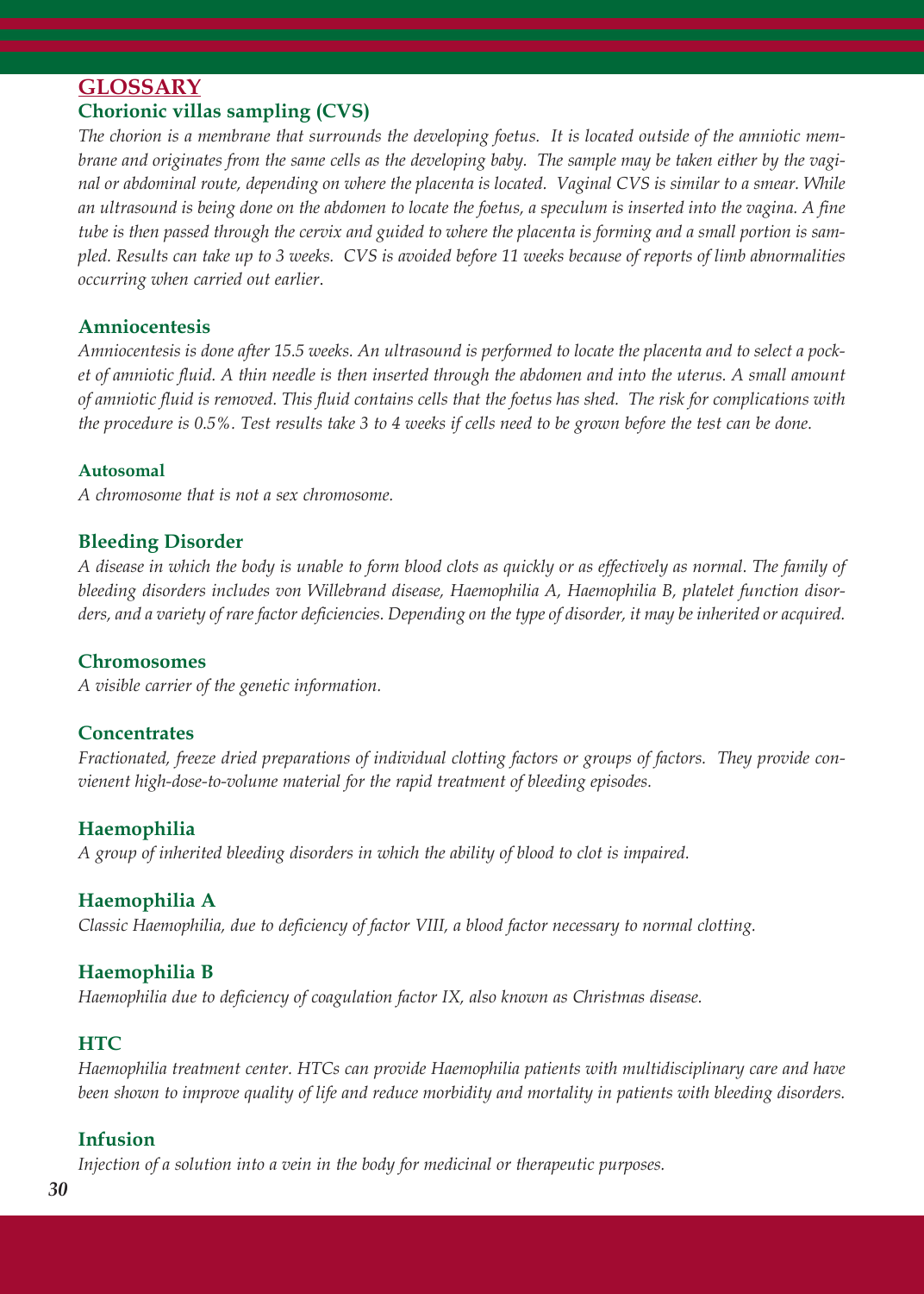## GLOSSARY

### Chorionic villas sampling (CVS)

*The chorion is a membrane that surrounds the developing foetus. It is located outside of the amniotic membrane and originates from the same cells as the developing baby. The sample may be taken either by the vaginal or abdominal route, depending on where the placenta is located. Vaginal CVS is similar to a smear. While an ultrasound is being done on the abdomen to locate the foetus, a speculum is inserted into the vagina. A fine tube is then passed through the cervix and guided to where the placenta is forming and a small portion is sampled. Results can take up to 3 weeks. CVS is avoided before 11 weeks because of reports of limb abnormalities occurring when carried out earlier.*

### Amniocentesis

*Amniocentesis is done after 15.5 weeks. An ultrasound is performed to locate the placenta and to select a pocket of amniotic fluid. A thin needle is then inserted through the abdomen and into the uterus. A small amount of amniotic fluid is removed. This fluid contains cells that the foetus has shed. The risk for complications with the procedure is 0.5%. Test results take 3 to 4 weeks if cells need to be grown before the test can be done.*

#### Autosomal

*A chromosome that is not a sex chromosome.*

### Bleeding Disorder

*A disease in which the body is unable to form blood clots as quickly or as effectively as normal. The family of bleeding disorders includes von Willebrand disease, Haemophilia A, Haemophilia B, platelet function disorders, and a variety of rare factor deficiencies. Depending on the type of disorder, it may be inherited or acquired.*

### Chromosomes

*A visible carrier of the genetic information.*

### Concentrates

*Fractionated, freeze dried preparations of individual clotting factors or groups of factors. They provide convienent high-dose-to-volume material for the rapid treatment of bleeding episodes.*

### Haemophilia

*A group of inherited bleeding disorders in which the ability of blood to clot is impaired.*

### Haemophilia A

*Classic Haemophilia, due to deficiency of factor VIII, a blood factor necessary to normal clotting.*

### Haemophilia B

*Haemophilia due to deficiency of coagulation factor IX, also known as Christmas disease.*

### HTC

*Haemophilia treatment center. HTCs can provide Haemophilia patients with multidisciplinary care and have been shown to improve quality of life and reduce morbidity and mortality in patients with bleeding disorders.*

### Infusion

*Injection of a solution into a vein in the body for medicinal or therapeutic purposes.*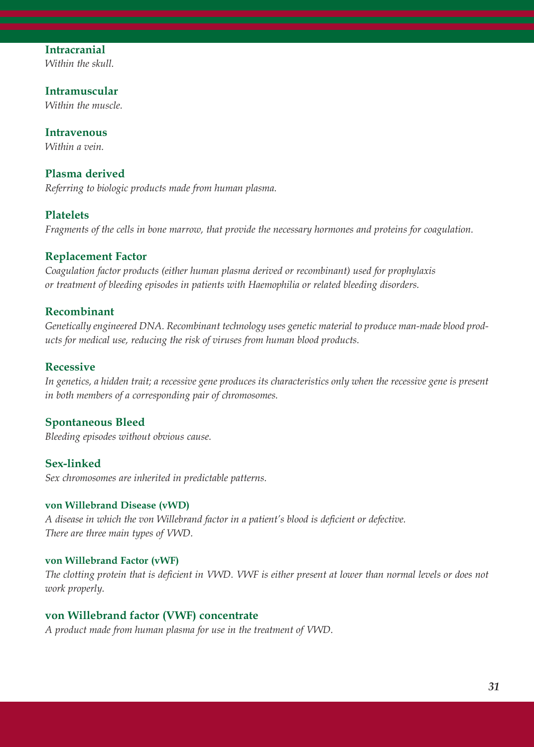**Intracranial**
*Within the skull.*

**Intramuscular**
*Within the muscle.*

**Intravenous**
*Within a vein.*

**Plasma derived**
*Referring to biologic products made from human plasma.*

**Platelets**
*Fragments of the cells in bone marrow, that provide the necessary hormones and proteins for coagulation.*

**Replacement Factor**
*Coagulation factor products (either human plasma derived or recombinant) used for prophylaxis or treatment of bleeding episodes in patients with Haemophilia or related bleeding disorders.*

**Recombinant**
*Genetically engineered DNA. Recombinant technology uses genetic material to produce man-made blood products for medical use, reducing the risk of viruses from human blood products.*

**Recessive**
*In genetics, a hidden trait; a recessive gene produces its characteristics only when the recessive gene is present in both members of a corresponding pair of chromosomes.*

**Spontaneous Bleed**
*Bleeding episodes without obvious cause.*

**Sex-linked**
*Sex chromosomes are inherited in predictable patterns.*

**von Willebrand Disease (vWD)**
*A disease in which the von Willebrand factor in a patient's blood is deficient or defective. There are three main types of VWD.*

**von Willebrand Factor (vWF)**
*The clotting protein that is deficient in VWD. VWF is either present at lower than normal levels or does not work properly.*

**von Willebrand factor (VWF) concentrate**
*A product made from human plasma for use in the treatment of VWD.*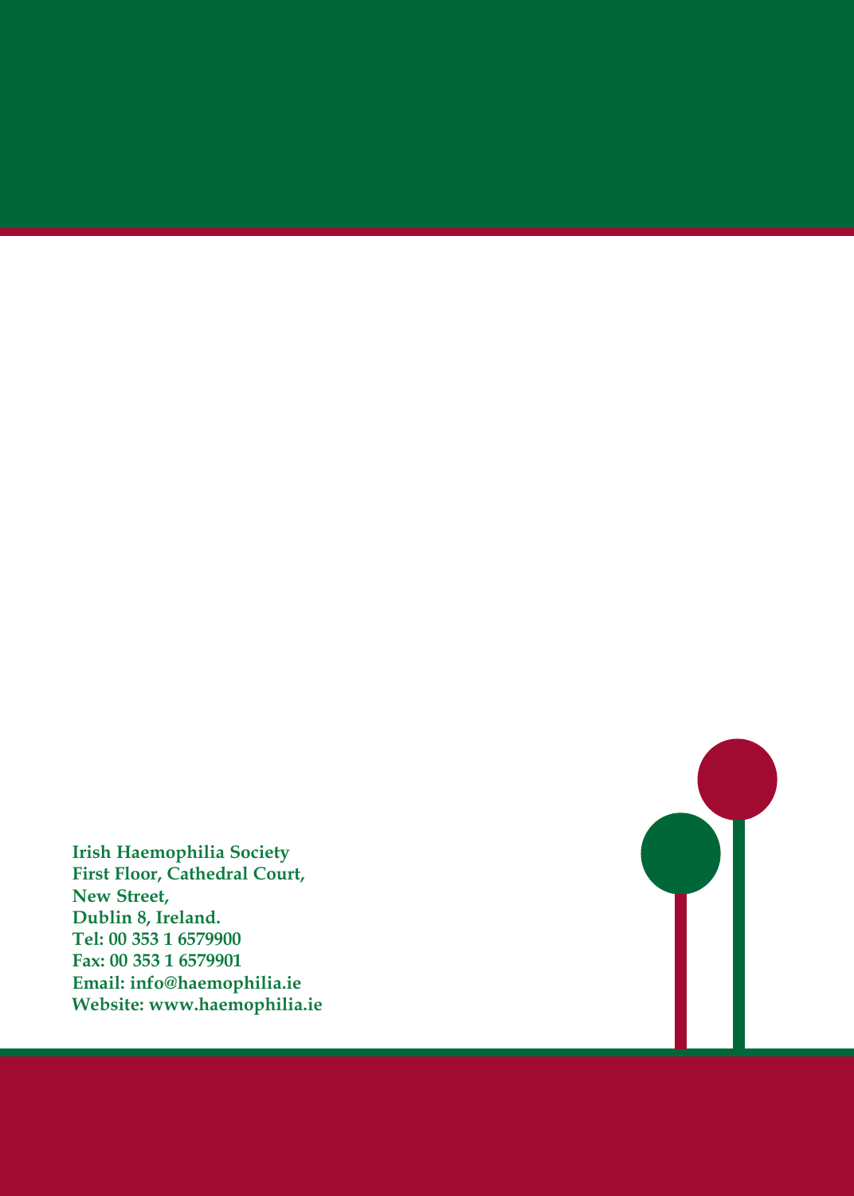**Irish Haemophilia Society**
**First Floor, Cathedral Court,**
**New Street,**
**Dublin 8, Ireland.**
**Tel: 00 353 1 6579900**
**Fax: 00 353 1 6579901**
**Email: info@haemophilia.ie**
**Website: www.haemophilia.ie**